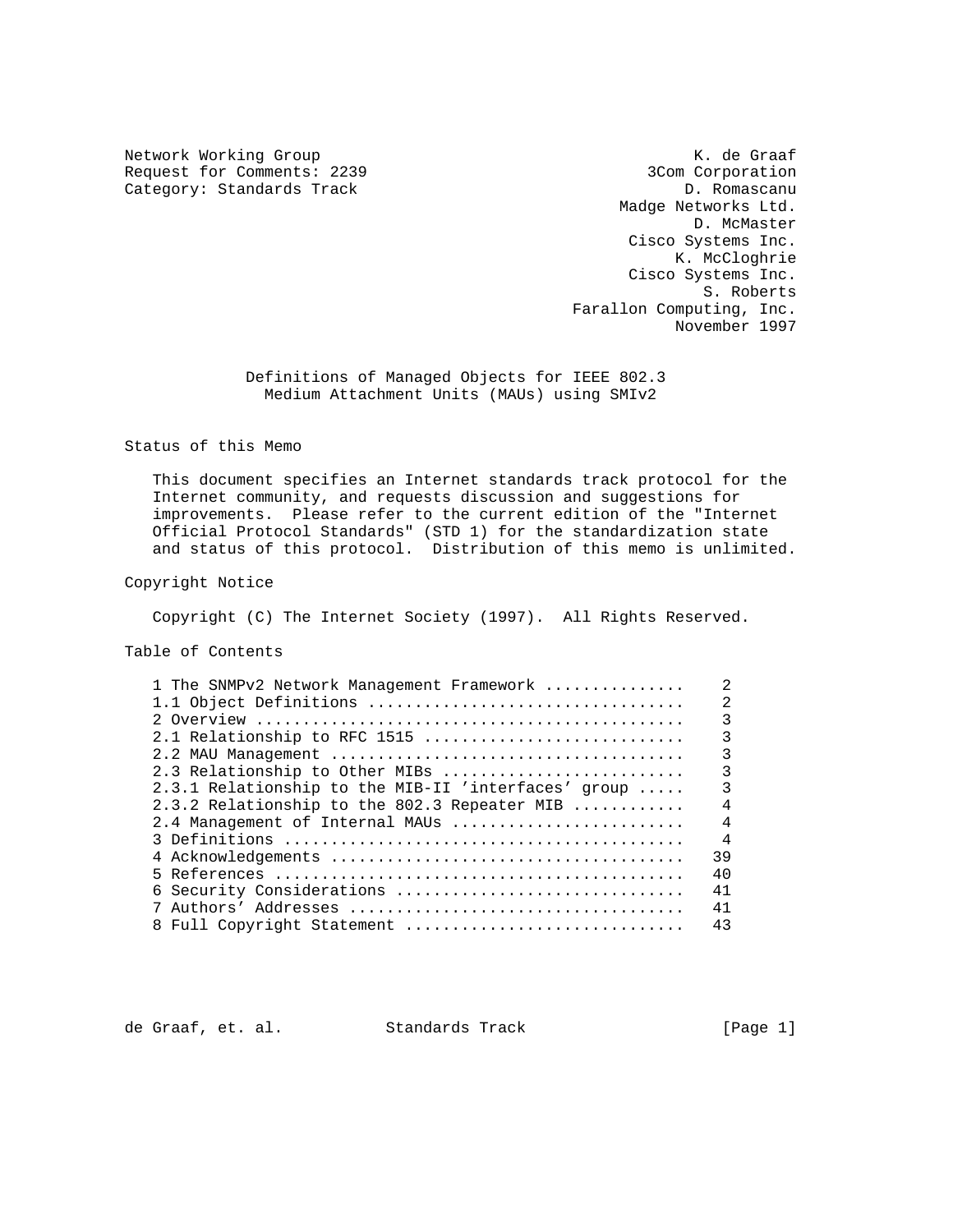Network Working Group K. de Graaf
Request for Comments: 2239 3Com Corporation
Category: Standards Track D. Romascanu
Madge Networks Ltd.
D. McMaster
Cisco Systems Inc.
K. McCloghrie
Cisco Systems Inc.
S. Roberts
Farallon Computing, Inc.
November 1997

# Definitions of Managed Objects for IEEE 802.3 Medium Attachment Units (MAUs) using SMIv2

## Status of this Memo

This document specifies an Internet standards track protocol for the Internet community, and requests discussion and suggestions for improvements. Please refer to the current edition of the "Internet Official Protocol Standards" (STD 1) for the standardization state and status of this protocol. Distribution of this memo is unlimited.

## Copyright Notice

Copyright (C) The Internet Society (1997). All Rights Reserved.

## Table of Contents

```
1 The SNMPv2 Network Management Framework ...............    2
1.1 Object Definitions ..................................    2
2 Overview ..............................................    3
2.1 Relationship to RFC 1515 ............................    3
2.2 MAU Management ......................................    3
2.3 Relationship to Other MIBs ..........................    3
2.3.1 Relationship to the MIB-II 'interfaces' group .....    3
2.3.2 Relationship to the 802.3 Repeater MIB ............    4
2.4 Management of Internal MAUs .........................    4
3 Definitions ...........................................    4
4 Acknowledgements ......................................   39
5 References ............................................   40
6 Security Considerations ...............................   41
7 Authors' Addresses ....................................   41
8 Full Copyright Statement ..............................   43
```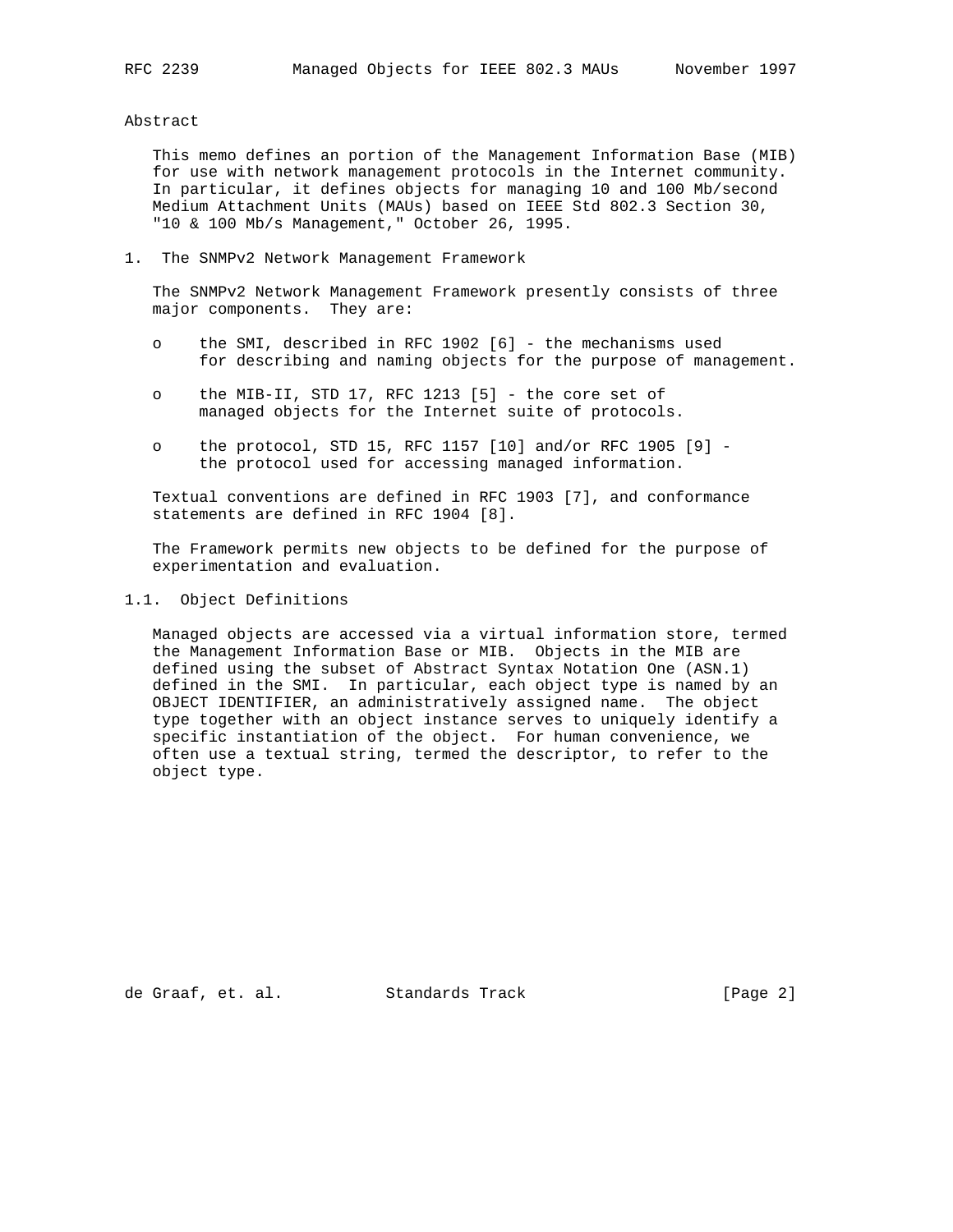## Abstract

This memo defines an portion of the Management Information Base (MIB) for use with network management protocols in the Internet community. In particular, it defines objects for managing 10 and 100 Mb/second Medium Attachment Units (MAUs) based on IEEE Std 802.3 Section 30, "10 & 100 Mb/s Management," October 26, 1995.

## 1. The SNMPv2 Network Management Framework

The SNMPv2 Network Management Framework presently consists of three major components. They are:

- the SMI, described in RFC 1902 [6] - the mechanisms used for describing and naming objects for the purpose of management.
- the MIB-II, STD 17, RFC 1213 [5] - the core set of managed objects for the Internet suite of protocols.
- the protocol, STD 15, RFC 1157 [10] and/or RFC 1905 [9] - the protocol used for accessing managed information.

Textual conventions are defined in RFC 1903 [7], and conformance statements are defined in RFC 1904 [8].

The Framework permits new objects to be defined for the purpose of experimentation and evaluation.

### 1.1. Object Definitions

Managed objects are accessed via a virtual information store, termed the Management Information Base or MIB. Objects in the MIB are defined using the subset of Abstract Syntax Notation One (ASN.1) defined in the SMI. In particular, each object type is named by an OBJECT IDENTIFIER, an administratively assigned name. The object type together with an object instance serves to uniquely identify a specific instantiation of the object. For human convenience, we often use a textual string, termed the descriptor, to refer to the object type.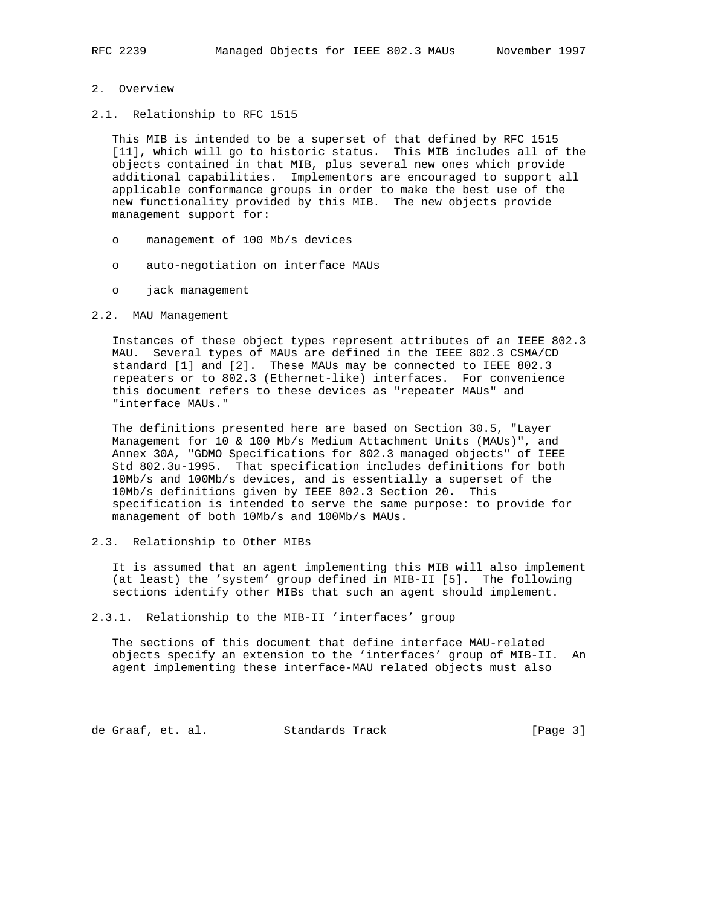## 2. Overview

### 2.1. Relationship to RFC 1515

This MIB is intended to be a superset of that defined by RFC 1515 [11], which will go to historic status. This MIB includes all of the objects contained in that MIB, plus several new ones which provide additional capabilities. Implementors are encouraged to support all applicable conformance groups in order to make the best use of the new functionality provided by this MIB. The new objects provide management support for:

- management of 100 Mb/s devices
- auto-negotiation on interface MAUs
- jack management

### 2.2. MAU Management

Instances of these object types represent attributes of an IEEE 802.3 MAU. Several types of MAUs are defined in the IEEE 802.3 CSMA/CD standard [1] and [2]. These MAUs may be connected to IEEE 802.3 repeaters or to 802.3 (Ethernet-like) interfaces. For convenience this document refers to these devices as "repeater MAUs" and "interface MAUs."

The definitions presented here are based on Section 30.5, "Layer Management for 10 & 100 Mb/s Medium Attachment Units (MAUs)", and Annex 30A, "GDMO Specifications for 802.3 managed objects" of IEEE Std 802.3u-1995. That specification includes definitions for both 10Mb/s and 100Mb/s devices, and is essentially a superset of the 10Mb/s definitions given by IEEE 802.3 Section 20. This specification is intended to serve the same purpose: to provide for management of both 10Mb/s and 100Mb/s MAUs.

### 2.3. Relationship to Other MIBs

It is assumed that an agent implementing this MIB will also implement (at least) the 'system' group defined in MIB-II [5]. The following sections identify other MIBs that such an agent should implement.

#### 2.3.1. Relationship to the MIB-II 'interfaces' group

The sections of this document that define interface MAU-related objects specify an extension to the 'interfaces' group of MIB-II. An agent implementing these interface-MAU related objects must also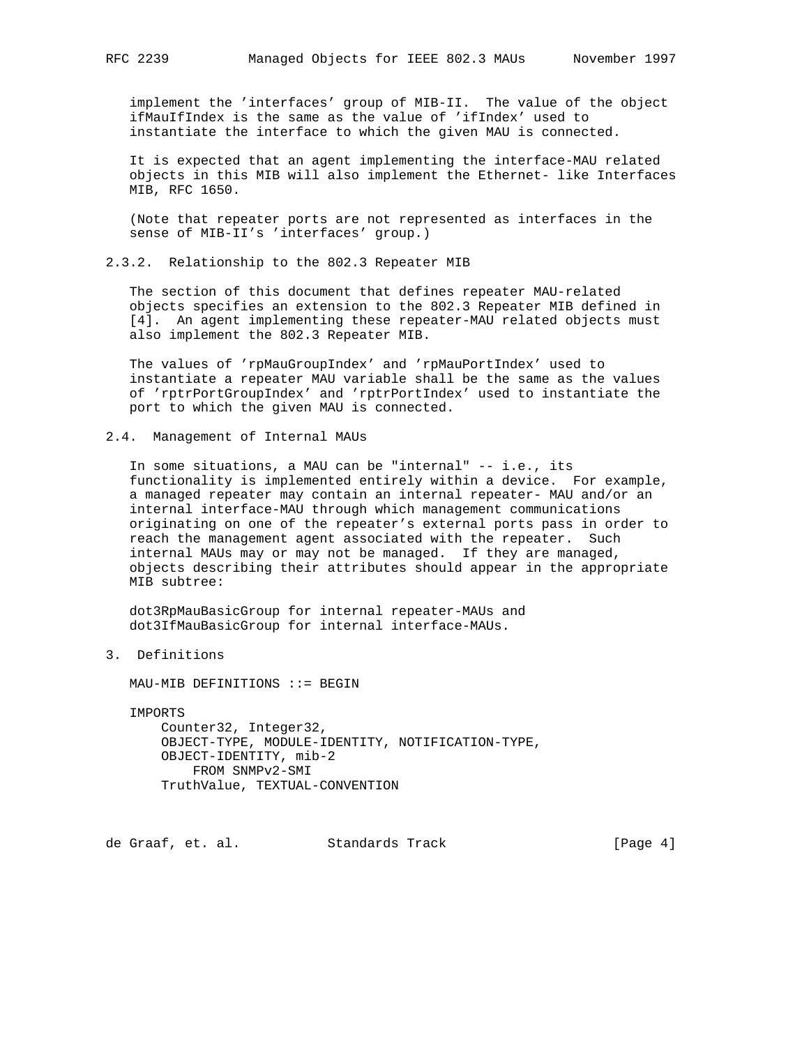implement the 'interfaces' group of MIB-II. The value of the object ifMauIfIndex is the same as the value of 'ifIndex' used to instantiate the interface to which the given MAU is connected.

It is expected that an agent implementing the interface-MAU related objects in this MIB will also implement the Ethernet- like Interfaces MIB, RFC 1650.

(Note that repeater ports are not represented as interfaces in the sense of MIB-II's 'interfaces' group.)

### 2.3.2. Relationship to the 802.3 Repeater MIB

The section of this document that defines repeater MAU-related objects specifies an extension to the 802.3 Repeater MIB defined in [4]. An agent implementing these repeater-MAU related objects must also implement the 802.3 Repeater MIB.

The values of 'rpMauGroupIndex' and 'rpMauPortIndex' used to instantiate a repeater MAU variable shall be the same as the values of 'rptrPortGroupIndex' and 'rptrPortIndex' used to instantiate the port to which the given MAU is connected.

## 2.4. Management of Internal MAUs

In some situations, a MAU can be "internal" -- i.e., its functionality is implemented entirely within a device. For example, a managed repeater may contain an internal repeater- MAU and/or an internal interface-MAU through which management communications originating on one of the repeater's external ports pass in order to reach the management agent associated with the repeater. Such internal MAUs may or may not be managed. If they are managed, objects describing their attributes should appear in the appropriate MIB subtree:

dot3RpMauBasicGroup for internal repeater-MAUs and
dot3IfMauBasicGroup for internal interface-MAUs.

# 3. Definitions

```
MAU-MIB DEFINITIONS ::= BEGIN

IMPORTS
    Counter32, Integer32,
    OBJECT-TYPE, MODULE-IDENTITY, NOTIFICATION-TYPE,
    OBJECT-IDENTITY, mib-2
        FROM SNMPv2-SMI
    TruthValue, TEXTUAL-CONVENTION
```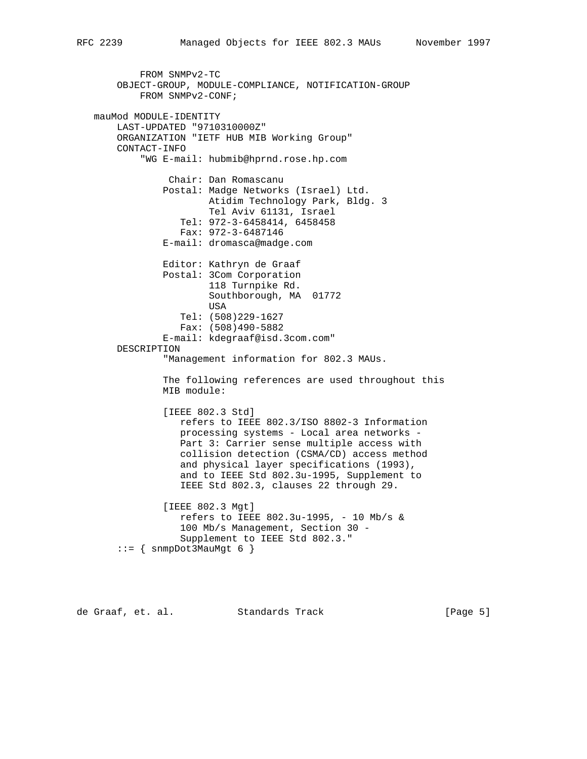```
            FROM SNMPv2-TC
        OBJECT-GROUP, MODULE-COMPLIANCE, NOTIFICATION-GROUP
            FROM SNMPv2-CONF;

    mauMod MODULE-IDENTITY
        LAST-UPDATED "9710310000Z"
        ORGANIZATION "IETF HUB MIB Working Group"
        CONTACT-INFO
            "WG E-mail: hubmib@hprnd.rose.hp.com

                  Chair: Dan Romascanu
                 Postal: Madge Networks (Israel) Ltd.
                         Atidim Technology Park, Bldg. 3
                         Tel Aviv 61131, Israel
                    Tel: 972-3-6458414, 6458458
                    Fax: 972-3-6487146
                 E-mail: dromasca@madge.com

                 Editor: Kathryn de Graaf
                 Postal: 3Com Corporation
                         118 Turnpike Rd.
                         Southborough, MA  01772
                         USA
                    Tel: (508)229-1627
                    Fax: (508)490-5882
                 E-mail: kdegraaf@isd.3com.com"
        DESCRIPTION
                "Management information for 802.3 MAUs.

                The following references are used throughout this
                MIB module:

                [IEEE 802.3 Std]
                   refers to IEEE 802.3/ISO 8802-3 Information
                   processing systems - Local area networks -
                   Part 3: Carrier sense multiple access with
                   collision detection (CSMA/CD) access method
                   and physical layer specifications (1993),
                   and to IEEE Std 802.3u-1995, Supplement to
                   IEEE Std 802.3, clauses 22 through 29.

                [IEEE 802.3 Mgt]
                   refers to IEEE 802.3u-1995, - 10 Mb/s &
                   100 Mb/s Management, Section 30 -
                   Supplement to IEEE Std 802.3."
        ::= { snmpDot3MauMgt 6 }
```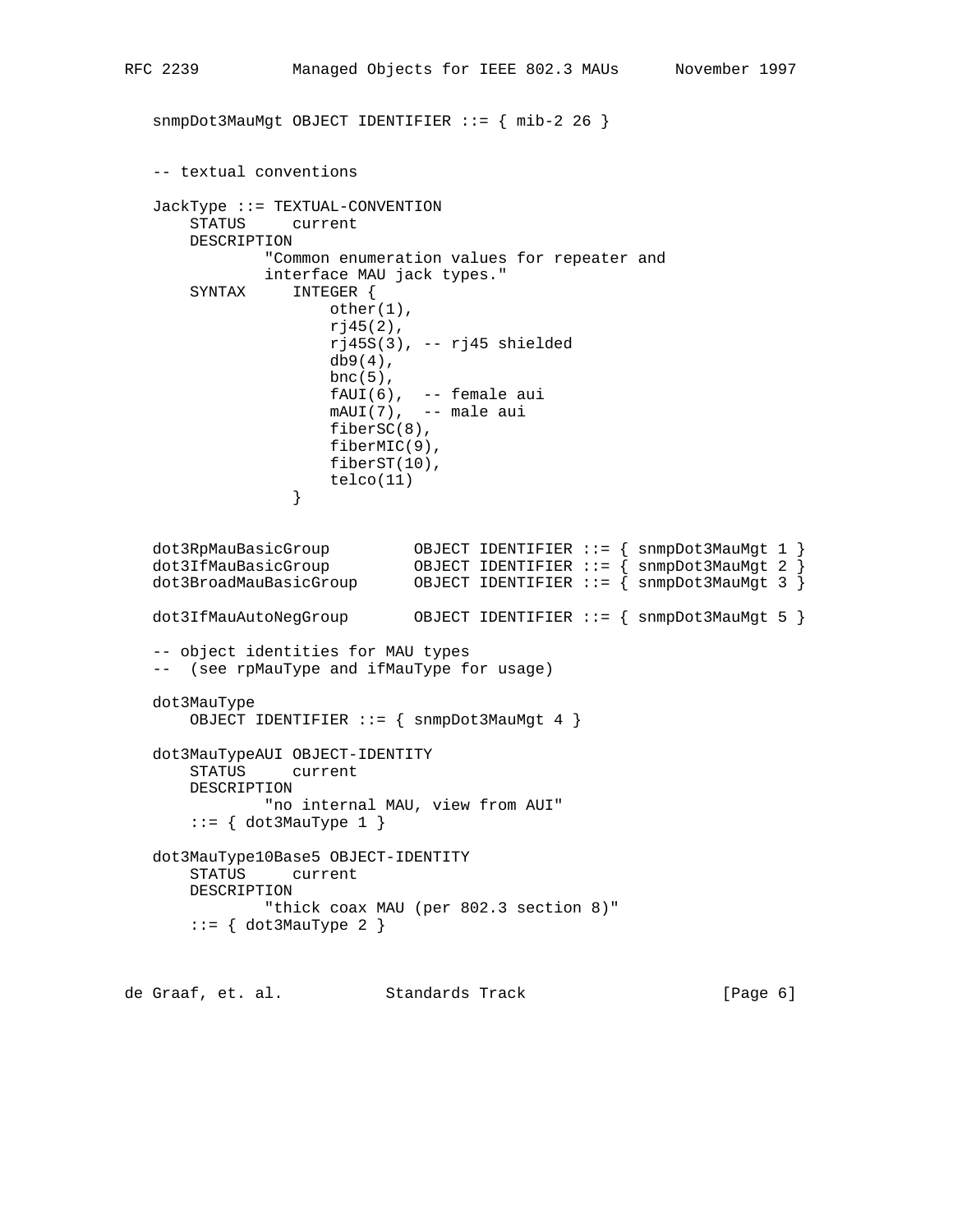```
   snmpDot3MauMgt OBJECT IDENTIFIER ::= { mib-2 26 }


   -- textual conventions

   JackType ::= TEXTUAL-CONVENTION
       STATUS     current
       DESCRIPTION
               "Common enumeration values for repeater and
               interface MAU jack types."
       SYNTAX     INTEGER {
                      other(1),
                      rj45(2),
                      rj45S(3), -- rj45 shielded
                      db9(4),
                      bnc(5),
                      fAUI(6),  -- female aui
                      mAUI(7),  -- male aui
                      fiberSC(8),
                      fiberMIC(9),
                      fiberST(10),
                      telco(11)
                  }


   dot3RpMauBasicGroup         OBJECT IDENTIFIER ::= { snmpDot3MauMgt 1 }
   dot3IfMauBasicGroup         OBJECT IDENTIFIER ::= { snmpDot3MauMgt 2 }
   dot3BroadMauBasicGroup      OBJECT IDENTIFIER ::= { snmpDot3MauMgt 3 }

   dot3IfMauAutoNegGroup       OBJECT IDENTIFIER ::= { snmpDot3MauMgt 5 }

   -- object identities for MAU types
   --  (see rpMauType and ifMauType for usage)

   dot3MauType
       OBJECT IDENTIFIER ::= { snmpDot3MauMgt 4 }

   dot3MauTypeAUI OBJECT-IDENTITY
       STATUS     current
       DESCRIPTION
               "no internal MAU, view from AUI"
       ::= { dot3MauType 1 }

   dot3MauType10Base5 OBJECT-IDENTITY
       STATUS     current
       DESCRIPTION
               "thick coax MAU (per 802.3 section 8)"
       ::= { dot3MauType 2 }
```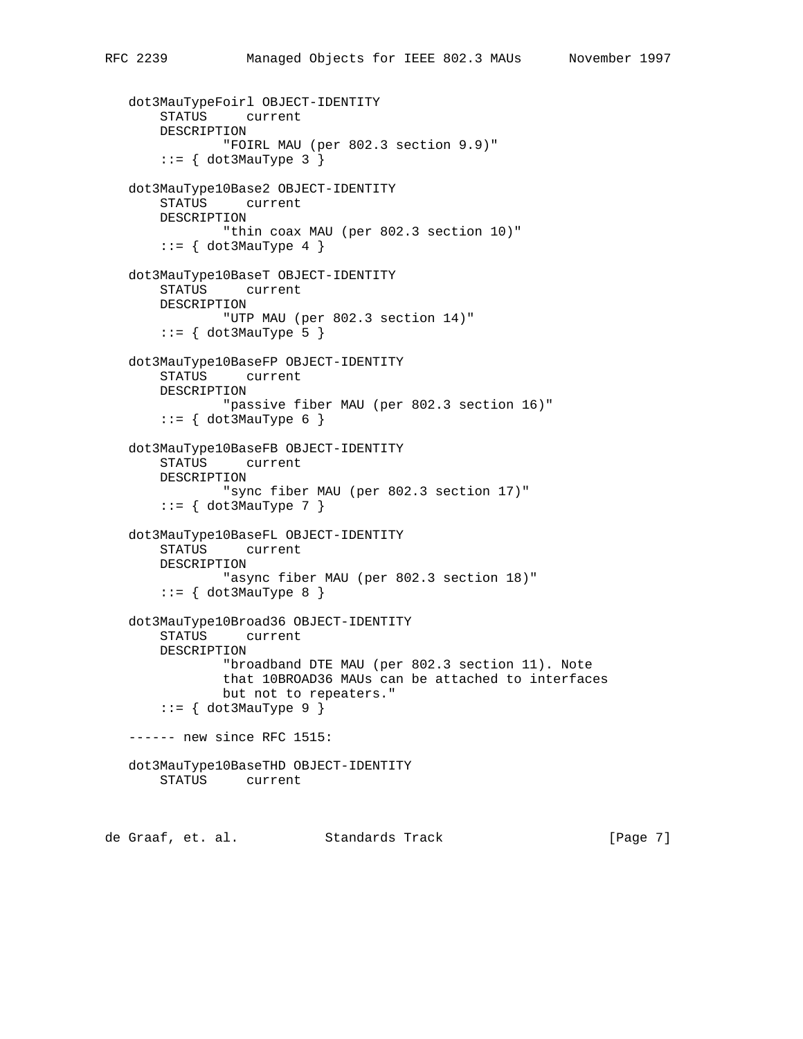```
   dot3MauTypeFoirl OBJECT-IDENTITY
       STATUS     current
       DESCRIPTION
               "FOIRL MAU (per 802.3 section 9.9)"
       ::= { dot3MauType 3 }

   dot3MauType10Base2 OBJECT-IDENTITY
       STATUS     current
       DESCRIPTION
               "thin coax MAU (per 802.3 section 10)"
       ::= { dot3MauType 4 }

   dot3MauType10BaseT OBJECT-IDENTITY
       STATUS     current
       DESCRIPTION
               "UTP MAU (per 802.3 section 14)"
       ::= { dot3MauType 5 }

   dot3MauType10BaseFP OBJECT-IDENTITY
       STATUS     current
       DESCRIPTION
               "passive fiber MAU (per 802.3 section 16)"
       ::= { dot3MauType 6 }

   dot3MauType10BaseFB OBJECT-IDENTITY
       STATUS     current
       DESCRIPTION
               "sync fiber MAU (per 802.3 section 17)"
       ::= { dot3MauType 7 }

   dot3MauType10BaseFL OBJECT-IDENTITY
       STATUS     current
       DESCRIPTION
               "async fiber MAU (per 802.3 section 18)"
       ::= { dot3MauType 8 }

   dot3MauType10Broad36 OBJECT-IDENTITY
       STATUS     current
       DESCRIPTION
               "broadband DTE MAU (per 802.3 section 11). Note
               that 10BROAD36 MAUs can be attached to interfaces
               but not to repeaters."
       ::= { dot3MauType 9 }

   ------ new since RFC 1515:

   dot3MauType10BaseTHD OBJECT-IDENTITY
       STATUS     current
```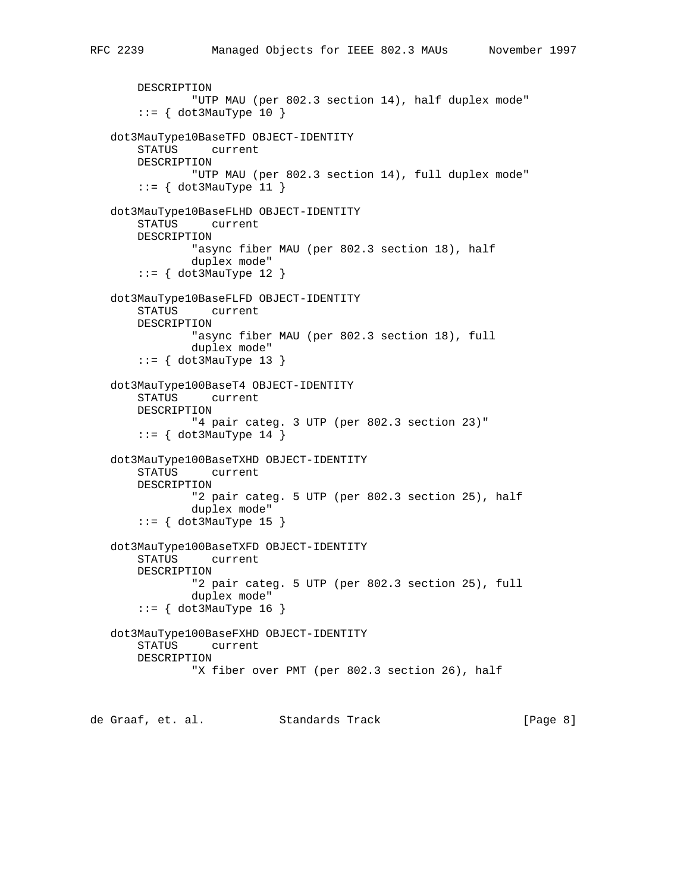```
       DESCRIPTION
               "UTP MAU (per 802.3 section 14), half duplex mode"
       ::= { dot3MauType 10 }

   dot3MauType10BaseTFD OBJECT-IDENTITY
       STATUS     current
       DESCRIPTION
               "UTP MAU (per 802.3 section 14), full duplex mode"
       ::= { dot3MauType 11 }

   dot3MauType10BaseFLHD OBJECT-IDENTITY
       STATUS     current
       DESCRIPTION
               "async fiber MAU (per 802.3 section 18), half
               duplex mode"
       ::= { dot3MauType 12 }

   dot3MauType10BaseFLFD OBJECT-IDENTITY
       STATUS     current
       DESCRIPTION
               "async fiber MAU (per 802.3 section 18), full
               duplex mode"
       ::= { dot3MauType 13 }

   dot3MauType100BaseT4 OBJECT-IDENTITY
       STATUS     current
       DESCRIPTION
               "4 pair categ. 3 UTP (per 802.3 section 23)"
       ::= { dot3MauType 14 }

   dot3MauType100BaseTXHD OBJECT-IDENTITY
       STATUS     current
       DESCRIPTION
               "2 pair categ. 5 UTP (per 802.3 section 25), half
               duplex mode"
       ::= { dot3MauType 15 }

   dot3MauType100BaseTXFD OBJECT-IDENTITY
       STATUS     current
       DESCRIPTION
               "2 pair categ. 5 UTP (per 802.3 section 25), full
               duplex mode"
       ::= { dot3MauType 16 }

   dot3MauType100BaseFXHD OBJECT-IDENTITY
       STATUS     current
       DESCRIPTION
               "X fiber over PMT (per 802.3 section 26), half
```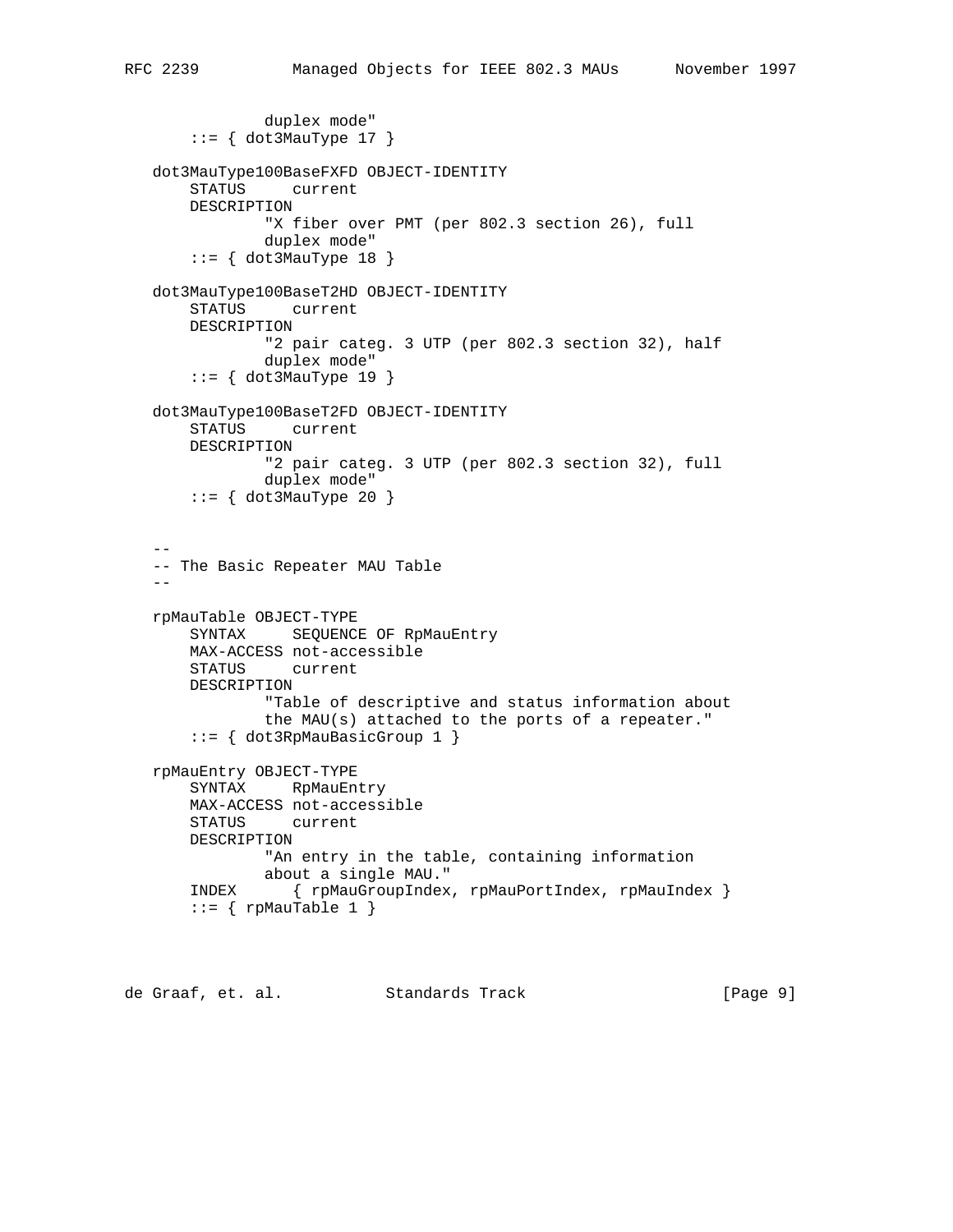```
              duplex mode"
       ::= { dot3MauType 17 }

   dot3MauType100BaseFXFD OBJECT-IDENTITY
       STATUS     current
       DESCRIPTION
              "X fiber over PMT (per 802.3 section 26), full
              duplex mode"
       ::= { dot3MauType 18 }

   dot3MauType100BaseT2HD OBJECT-IDENTITY
       STATUS     current
       DESCRIPTION
              "2 pair categ. 3 UTP (per 802.3 section 32), half
              duplex mode"
       ::= { dot3MauType 19 }

   dot3MauType100BaseT2FD OBJECT-IDENTITY
       STATUS     current
       DESCRIPTION
              "2 pair categ. 3 UTP (per 802.3 section 32), full
              duplex mode"
       ::= { dot3MauType 20 }


   --
   -- The Basic Repeater MAU Table
   --

   rpMauTable OBJECT-TYPE
       SYNTAX     SEQUENCE OF RpMauEntry
       MAX-ACCESS not-accessible
       STATUS     current
       DESCRIPTION
              "Table of descriptive and status information about
              the MAU(s) attached to the ports of a repeater."
       ::= { dot3RpMauBasicGroup 1 }

   rpMauEntry OBJECT-TYPE
       SYNTAX     RpMauEntry
       MAX-ACCESS not-accessible
       STATUS     current
       DESCRIPTION
              "An entry in the table, containing information
              about a single MAU."
       INDEX      { rpMauGroupIndex, rpMauPortIndex, rpMauIndex }
       ::= { rpMauTable 1 }
```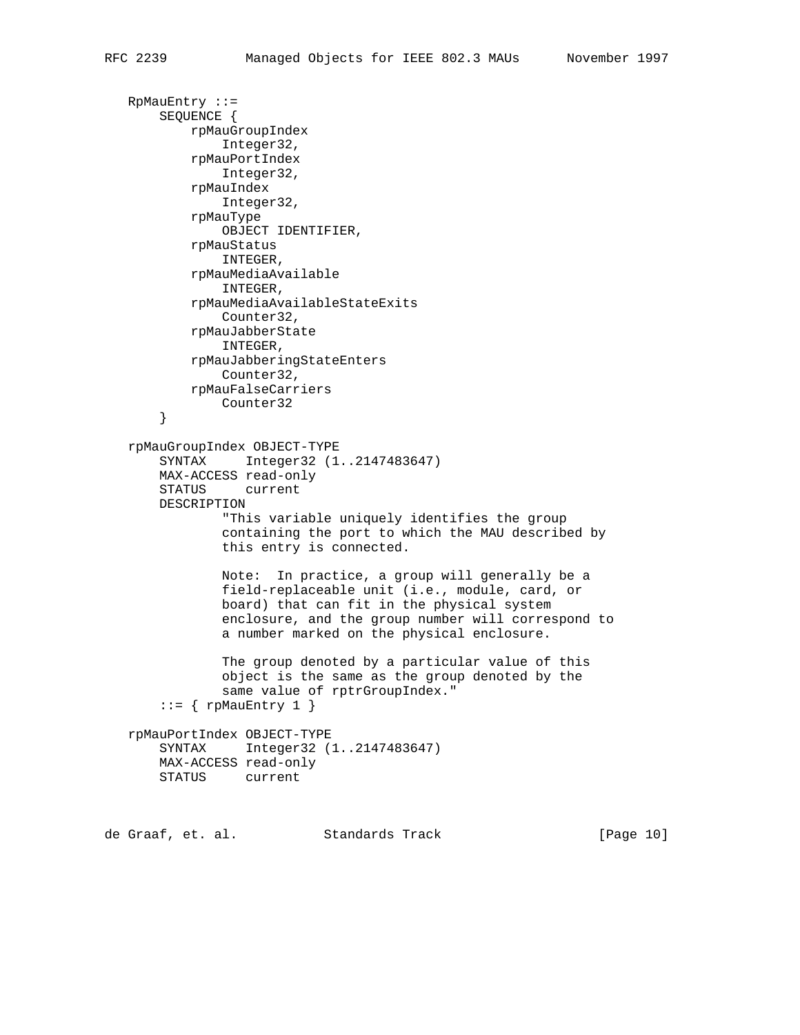```
   RpMauEntry ::=
       SEQUENCE {
           rpMauGroupIndex
               Integer32,
           rpMauPortIndex
               Integer32,
           rpMauIndex
               Integer32,
           rpMauType
               OBJECT IDENTIFIER,
           rpMauStatus
               INTEGER,
           rpMauMediaAvailable
               INTEGER,
           rpMauMediaAvailableStateExits
               Counter32,
           rpMauJabberState
               INTEGER,
           rpMauJabberingStateEnters
               Counter32,
           rpMauFalseCarriers
               Counter32
       }

   rpMauGroupIndex OBJECT-TYPE
       SYNTAX      Integer32 (1..2147483647)
       MAX-ACCESS read-only
       STATUS      current
       DESCRIPTION
               "This variable uniquely identifies the group
               containing the port to which the MAU described by
               this entry is connected.

               Note:  In practice, a group will generally be a
               field-replaceable unit (i.e., module, card, or
               board) that can fit in the physical system
               enclosure, and the group number will correspond to
               a number marked on the physical enclosure.

               The group denoted by a particular value of this
               object is the same as the group denoted by the
               same value of rptrGroupIndex."
       ::= { rpMauEntry 1 }

   rpMauPortIndex OBJECT-TYPE
       SYNTAX      Integer32 (1..2147483647)
       MAX-ACCESS read-only
       STATUS      current
```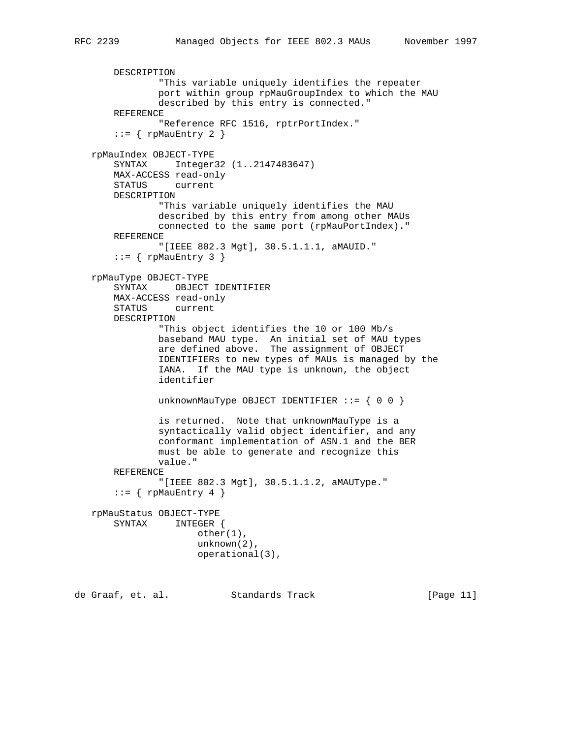```
        DESCRIPTION
                "This variable uniquely identifies the repeater
                port within group rpMauGroupIndex to which the MAU
                described by this entry is connected."
        REFERENCE
                "Reference RFC 1516, rptrPortIndex."
        ::= { rpMauEntry 2 }

    rpMauIndex OBJECT-TYPE
        SYNTAX      Integer32 (1..2147483647)
        MAX-ACCESS read-only
        STATUS      current
        DESCRIPTION
                "This variable uniquely identifies the MAU
                described by this entry from among other MAUs
                connected to the same port (rpMauPortIndex)."
        REFERENCE
                "[IEEE 802.3 Mgt], 30.5.1.1.1, aMAUID."
        ::= { rpMauEntry 3 }

    rpMauType OBJECT-TYPE
        SYNTAX      OBJECT IDENTIFIER
        MAX-ACCESS read-only
        STATUS      current
        DESCRIPTION
                "This object identifies the 10 or 100 Mb/s
                baseband MAU type.  An initial set of MAU types
                are defined above.  The assignment of OBJECT
                IDENTIFIERs to new types of MAUs is managed by the
                IANA.  If the MAU type is unknown, the object
                identifier

                unknownMauType OBJECT IDENTIFIER ::= { 0 0 }

                is returned.  Note that unknownMauType is a
                syntactically valid object identifier, and any
                conformant implementation of ASN.1 and the BER
                must be able to generate and recognize this
                value."
        REFERENCE
                "[IEEE 802.3 Mgt], 30.5.1.1.2, aMAUType."
        ::= { rpMauEntry 4 }

    rpMauStatus OBJECT-TYPE
        SYNTAX      INTEGER {
                        other(1),
                        unknown(2),
                        operational(3),
```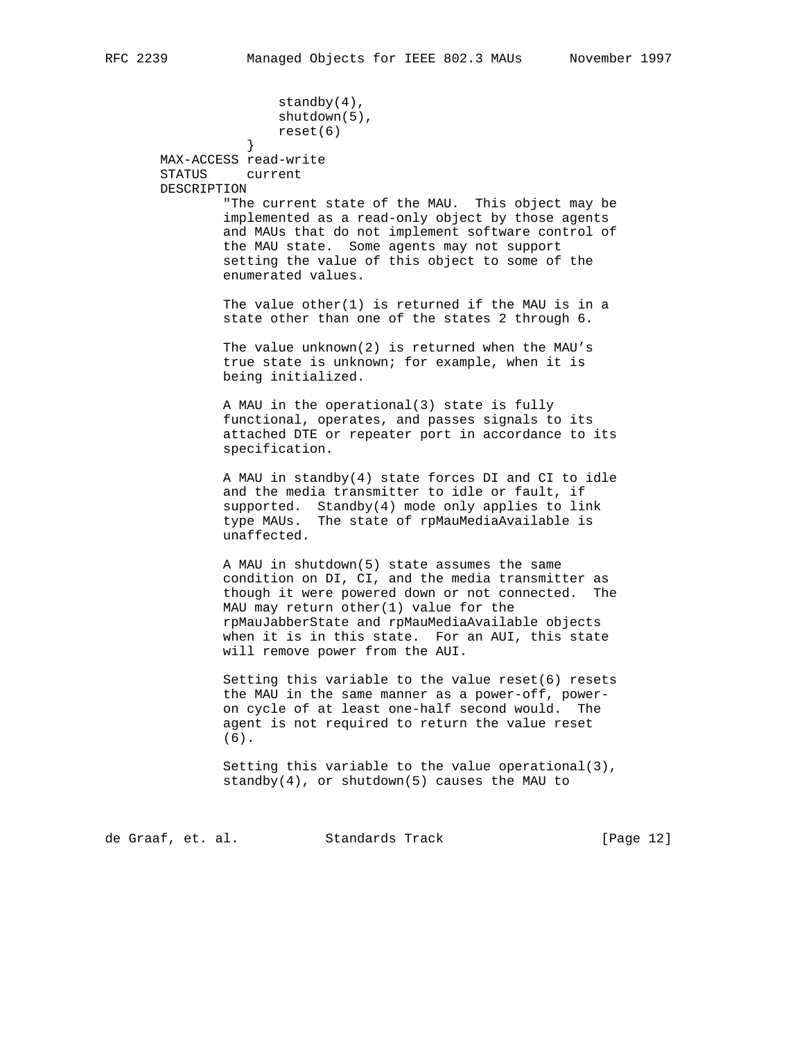```
                    standby(4),
                    shutdown(5),
                    reset(6)
                }
       MAX-ACCESS read-write
       STATUS     current
       DESCRIPTION
               "The current state of the MAU.  This object may be
               implemented as a read-only object by those agents
               and MAUs that do not implement software control of
               the MAU state.  Some agents may not support
               setting the value of this object to some of the
               enumerated values.

               The value other(1) is returned if the MAU is in a
               state other than one of the states 2 through 6.

               The value unknown(2) is returned when the MAU's
               true state is unknown; for example, when it is
               being initialized.

               A MAU in the operational(3) state is fully
               functional, operates, and passes signals to its
               attached DTE or repeater port in accordance to its
               specification.

               A MAU in standby(4) state forces DI and CI to idle
               and the media transmitter to idle or fault, if
               supported.  Standby(4) mode only applies to link
               type MAUs.  The state of rpMauMediaAvailable is
               unaffected.

               A MAU in shutdown(5) state assumes the same
               condition on DI, CI, and the media transmitter as
               though it were powered down or not connected.  The
               MAU may return other(1) value for the
               rpMauJabberState and rpMauMediaAvailable objects
               when it is in this state.  For an AUI, this state
               will remove power from the AUI.

               Setting this variable to the value reset(6) resets
               the MAU in the same manner as a power-off, power-
               on cycle of at least one-half second would.  The
               agent is not required to return the value reset
               (6).

               Setting this variable to the value operational(3),
               standby(4), or shutdown(5) causes the MAU to
```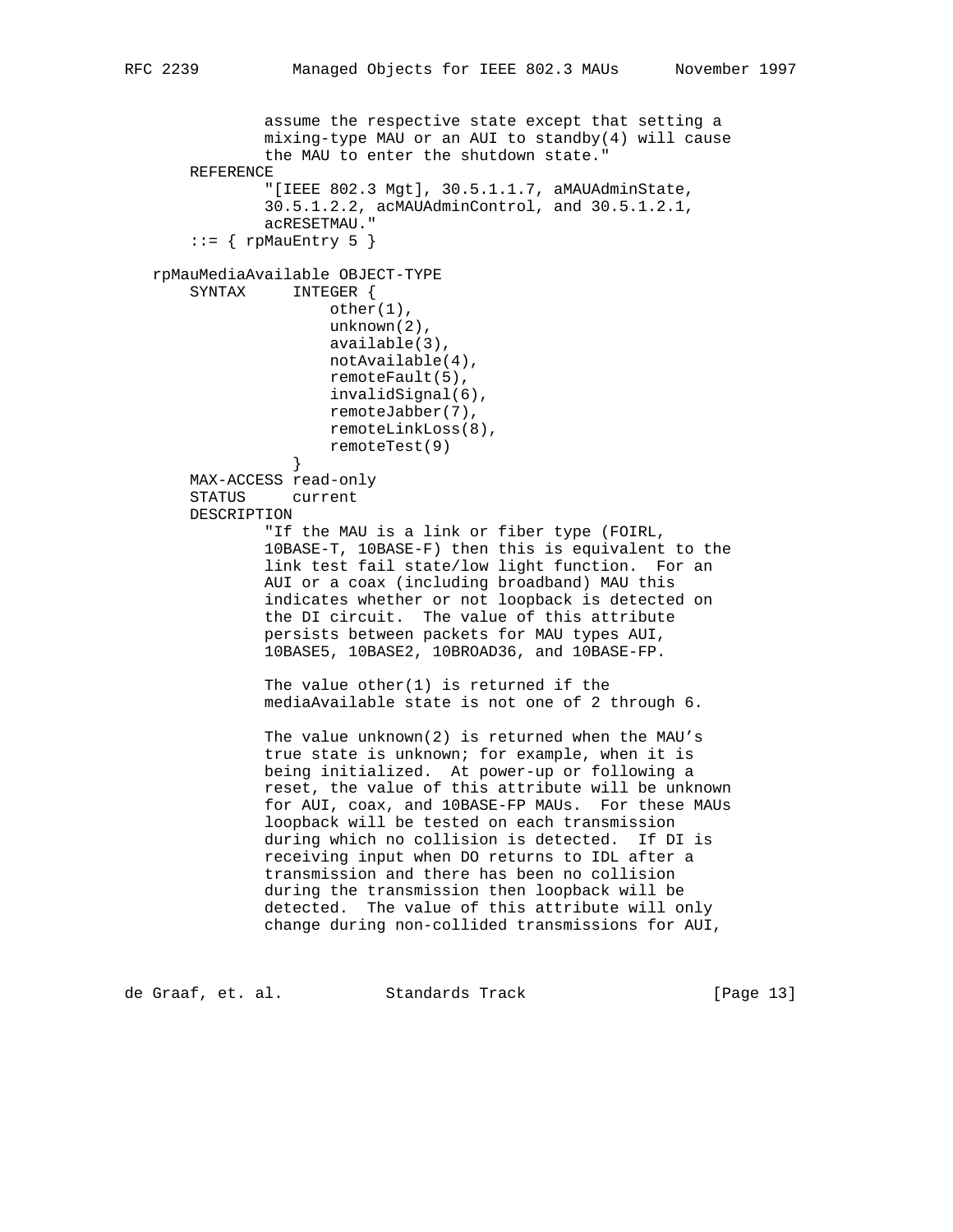```
               assume the respective state except that setting a
               mixing-type MAU or an AUI to standby(4) will cause
               the MAU to enter the shutdown state."
       REFERENCE
               "[IEEE 802.3 Mgt], 30.5.1.1.7, aMAUAdminState,
               30.5.1.2.2, acMAUAdminControl, and 30.5.1.2.1,
               acRESETMAU."
       ::= { rpMauEntry 5 }

   rpMauMediaAvailable OBJECT-TYPE
       SYNTAX     INTEGER {
                      other(1),
                      unknown(2),
                      available(3),
                      notAvailable(4),
                      remoteFault(5),
                      invalidSignal(6),
                      remoteJabber(7),
                      remoteLinkLoss(8),
                      remoteTest(9)
                  }
       MAX-ACCESS read-only
       STATUS     current
       DESCRIPTION
               "If the MAU is a link or fiber type (FOIRL,
               10BASE-T, 10BASE-F) then this is equivalent to the
               link test fail state/low light function.  For an
               AUI or a coax (including broadband) MAU this
               indicates whether or not loopback is detected on
               the DI circuit.  The value of this attribute
               persists between packets for MAU types AUI,
               10BASE5, 10BASE2, 10BROAD36, and 10BASE-FP.

               The value other(1) is returned if the
               mediaAvailable state is not one of 2 through 6.

               The value unknown(2) is returned when the MAU's
               true state is unknown; for example, when it is
               being initialized.  At power-up or following a
               reset, the value of this attribute will be unknown
               for AUI, coax, and 10BASE-FP MAUs.  For these MAUs
               loopback will be tested on each transmission
               during which no collision is detected.  If DI is
               receiving input when DO returns to IDL after a
               transmission and there has been no collision
               during the transmission then loopback will be
               detected.  The value of this attribute will only
               change during non-collided transmissions for AUI,
```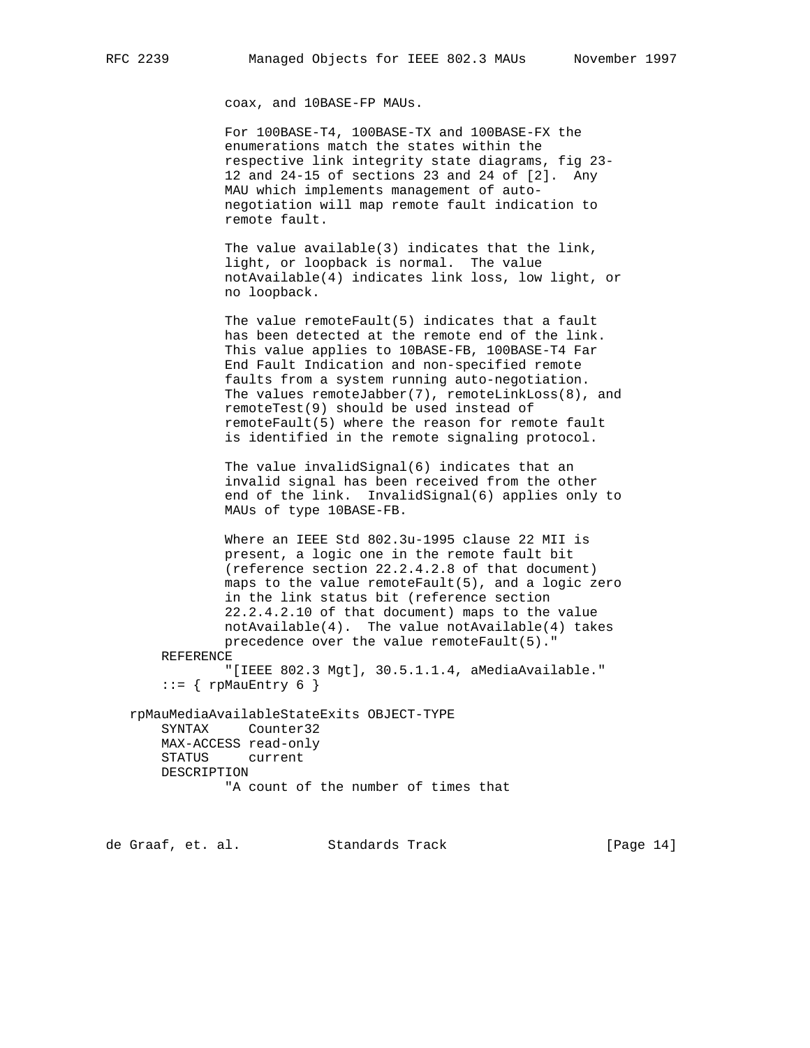```
               coax, and 10BASE-FP MAUs.

               For 100BASE-T4, 100BASE-TX and 100BASE-FX the
               enumerations match the states within the
               respective link integrity state diagrams, fig 23-
               12 and 24-15 of sections 23 and 24 of [2].  Any
               MAU which implements management of auto-
               negotiation will map remote fault indication to
               remote fault.

               The value available(3) indicates that the link,
               light, or loopback is normal.  The value
               notAvailable(4) indicates link loss, low light, or
               no loopback.

               The value remoteFault(5) indicates that a fault
               has been detected at the remote end of the link.
               This value applies to 10BASE-FB, 100BASE-T4 Far
               End Fault Indication and non-specified remote
               faults from a system running auto-negotiation.
               The values remoteJabber(7), remoteLinkLoss(8), and
               remoteTest(9) should be used instead of
               remoteFault(5) where the reason for remote fault
               is identified in the remote signaling protocol.

               The value invalidSignal(6) indicates that an
               invalid signal has been received from the other
               end of the link.  InvalidSignal(6) applies only to
               MAUs of type 10BASE-FB.

               Where an IEEE Std 802.3u-1995 clause 22 MII is
               present, a logic one in the remote fault bit
               (reference section 22.2.4.2.8 of that document)
               maps to the value remoteFault(5), and a logic zero
               in the link status bit (reference section
               22.2.4.2.10 of that document) maps to the value
               notAvailable(4).  The value notAvailable(4) takes
               precedence over the value remoteFault(5)."
       REFERENCE
               "[IEEE 802.3 Mgt], 30.5.1.1.4, aMediaAvailable."
       ::= { rpMauEntry 6 }

   rpMauMediaAvailableStateExits OBJECT-TYPE
       SYNTAX      Counter32
       MAX-ACCESS read-only
       STATUS      current
       DESCRIPTION
               "A count of the number of times that
```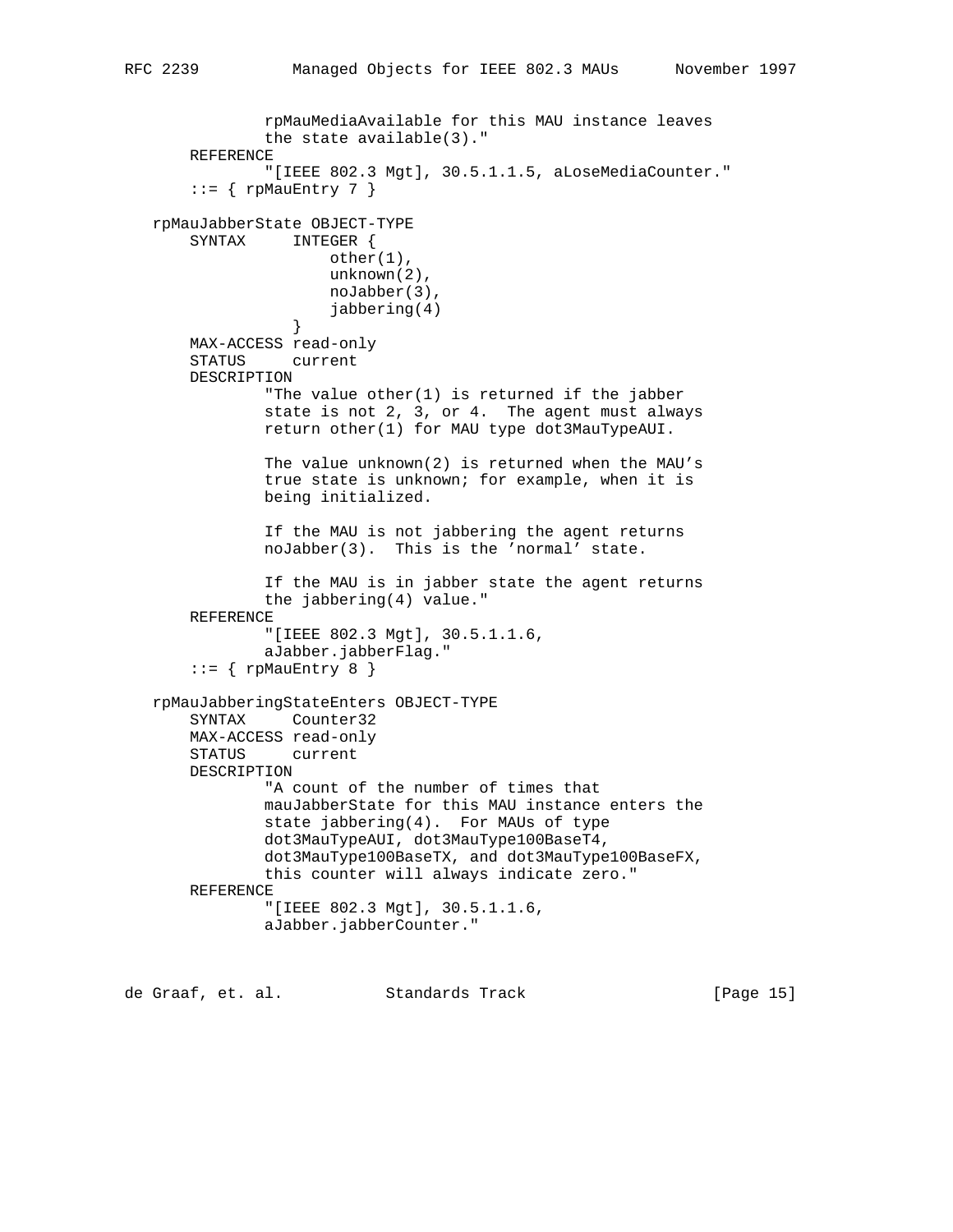```
               rpMauMediaAvailable for this MAU instance leaves
               the state available(3)."
       REFERENCE
               "[IEEE 802.3 Mgt], 30.5.1.1.5, aLoseMediaCounter."
       ::= { rpMauEntry 7 }

   rpMauJabberState OBJECT-TYPE
       SYNTAX     INTEGER {
                      other(1),
                      unknown(2),
                      noJabber(3),
                      jabbering(4)
                  }
       MAX-ACCESS read-only
       STATUS     current
       DESCRIPTION
               "The value other(1) is returned if the jabber
               state is not 2, 3, or 4.  The agent must always
               return other(1) for MAU type dot3MauTypeAUI.

               The value unknown(2) is returned when the MAU's
               true state is unknown; for example, when it is
               being initialized.

               If the MAU is not jabbering the agent returns
               noJabber(3).  This is the 'normal' state.

               If the MAU is in jabber state the agent returns
               the jabbering(4) value."
       REFERENCE
               "[IEEE 802.3 Mgt], 30.5.1.1.6,
               aJabber.jabberFlag."
       ::= { rpMauEntry 8 }

   rpMauJabberingStateEnters OBJECT-TYPE
       SYNTAX     Counter32
       MAX-ACCESS read-only
       STATUS     current
       DESCRIPTION
               "A count of the number of times that
               mauJabberState for this MAU instance enters the
               state jabbering(4).  For MAUs of type
               dot3MauTypeAUI, dot3MauType100BaseT4,
               dot3MauType100BaseTX, and dot3MauType100BaseFX,
               this counter will always indicate zero."
       REFERENCE
               "[IEEE 802.3 Mgt], 30.5.1.1.6,
               aJabber.jabberCounter."
```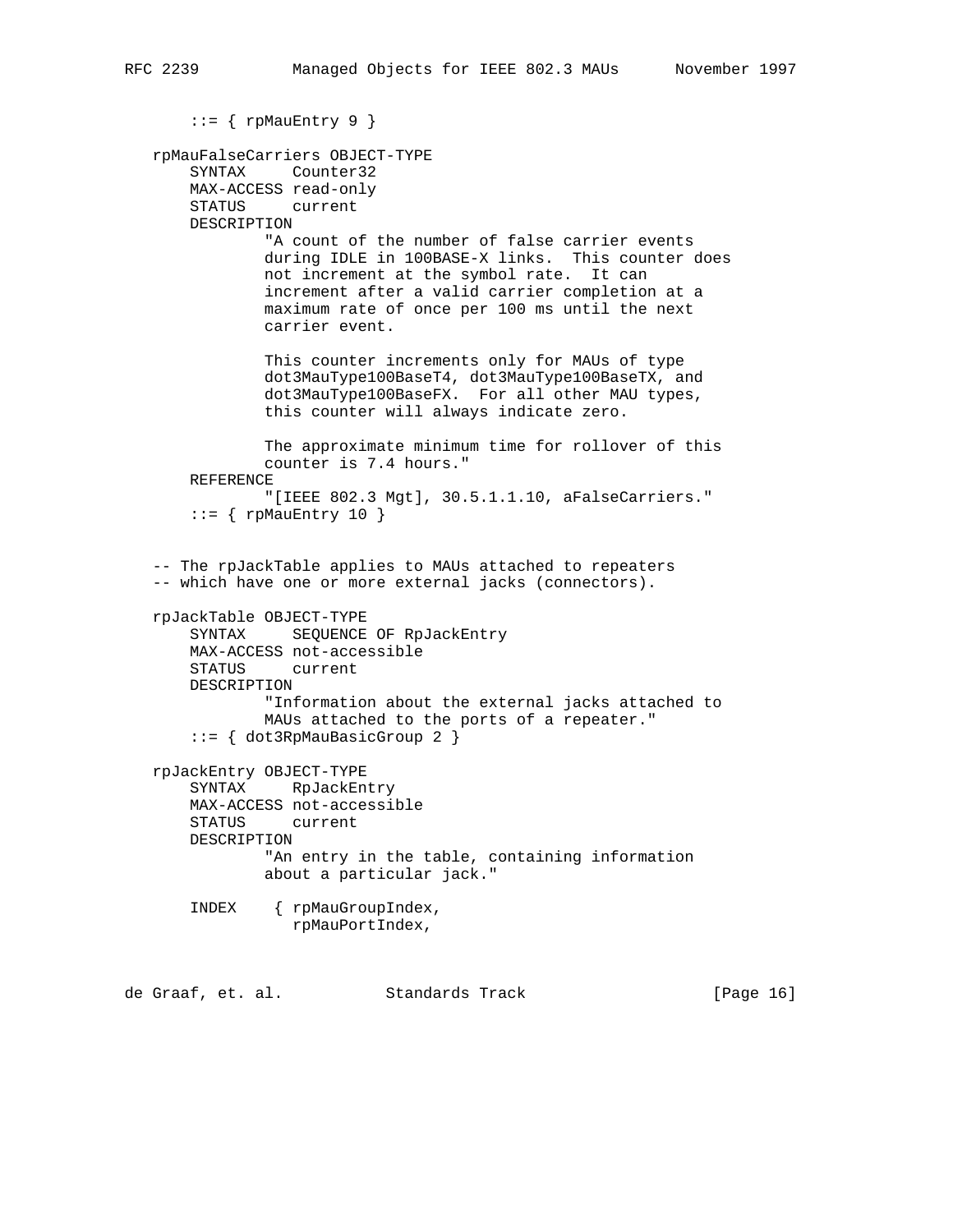```
        ::= { rpMauEntry 9 }

   rpMauFalseCarriers OBJECT-TYPE
       SYNTAX     Counter32
       MAX-ACCESS read-only
       STATUS     current
       DESCRIPTION
               "A count of the number of false carrier events
               during IDLE in 100BASE-X links.  This counter does
               not increment at the symbol rate.  It can
               increment after a valid carrier completion at a
               maximum rate of once per 100 ms until the next
               carrier event.

               This counter increments only for MAUs of type
               dot3MauType100BaseT4, dot3MauType100BaseTX, and
               dot3MauType100BaseFX.  For all other MAU types,
               this counter will always indicate zero.

               The approximate minimum time for rollover of this
               counter is 7.4 hours."
       REFERENCE
               "[IEEE 802.3 Mgt], 30.5.1.1.10, aFalseCarriers."
       ::= { rpMauEntry 10 }


   -- The rpJackTable applies to MAUs attached to repeaters
   -- which have one or more external jacks (connectors).

   rpJackTable OBJECT-TYPE
       SYNTAX     SEQUENCE OF RpJackEntry
       MAX-ACCESS not-accessible
       STATUS     current
       DESCRIPTION
               "Information about the external jacks attached to
               MAUs attached to the ports of a repeater."
       ::= { dot3RpMauBasicGroup 2 }

   rpJackEntry OBJECT-TYPE
       SYNTAX     RpJackEntry
       MAX-ACCESS not-accessible
       STATUS     current
       DESCRIPTION
               "An entry in the table, containing information
               about a particular jack."

       INDEX    { rpMauGroupIndex,
                  rpMauPortIndex,
```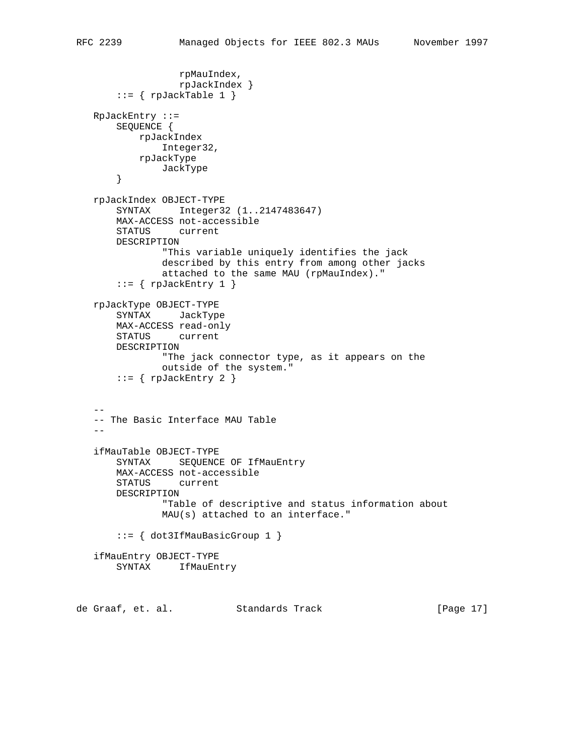```
                   rpMauIndex,
                   rpJackIndex }
       ::= { rpJackTable 1 }

   RpJackEntry ::=
       SEQUENCE {
           rpJackIndex
               Integer32,
           rpJackType
               JackType
       }

   rpJackIndex OBJECT-TYPE
       SYNTAX     Integer32 (1..2147483647)
       MAX-ACCESS not-accessible
       STATUS     current
       DESCRIPTION
               "This variable uniquely identifies the jack
               described by this entry from among other jacks
               attached to the same MAU (rpMauIndex)."
       ::= { rpJackEntry 1 }

   rpJackType OBJECT-TYPE
       SYNTAX     JackType
       MAX-ACCESS read-only
       STATUS     current
       DESCRIPTION
               "The jack connector type, as it appears on the
               outside of the system."
       ::= { rpJackEntry 2 }


   --
   -- The Basic Interface MAU Table
   --

   ifMauTable OBJECT-TYPE
       SYNTAX     SEQUENCE OF IfMauEntry
       MAX-ACCESS not-accessible
       STATUS     current
       DESCRIPTION
               "Table of descriptive and status information about
               MAU(s) attached to an interface."

       ::= { dot3IfMauBasicGroup 1 }

   ifMauEntry OBJECT-TYPE
       SYNTAX     IfMauEntry
```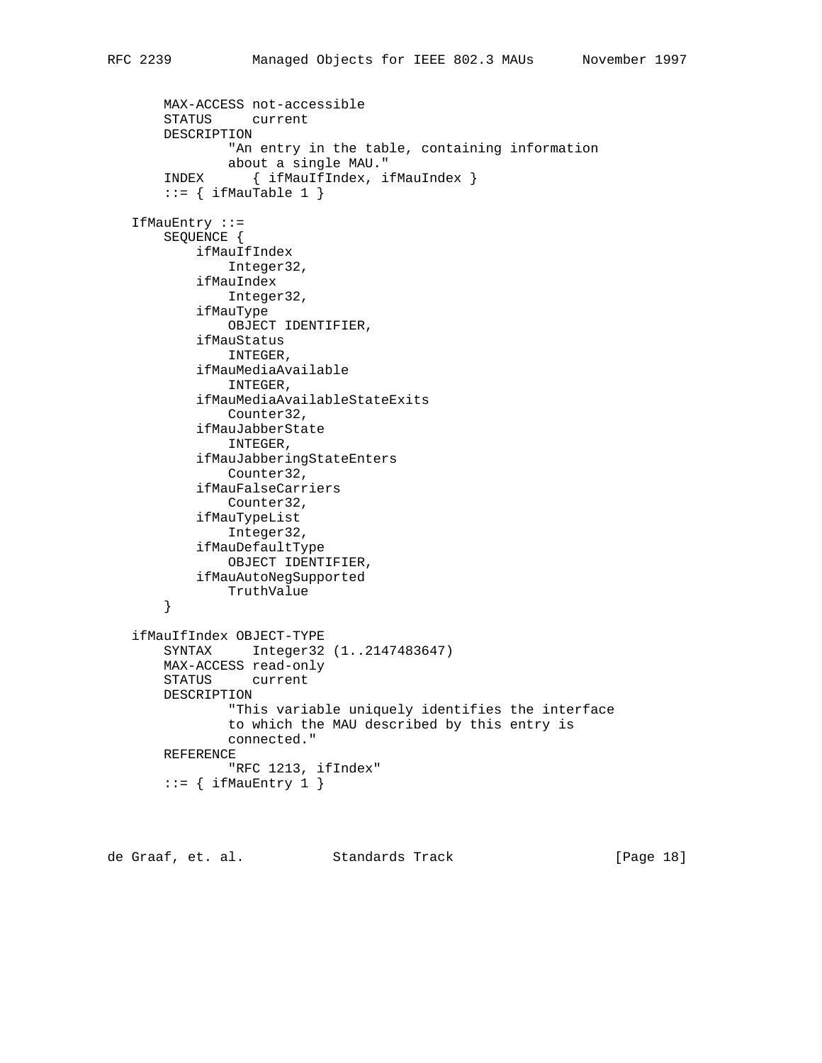```
       MAX-ACCESS not-accessible
       STATUS     current
       DESCRIPTION
               "An entry in the table, containing information
               about a single MAU."
       INDEX      { ifMauIfIndex, ifMauIndex }
       ::= { ifMauTable 1 }

   IfMauEntry ::=
       SEQUENCE {
           ifMauIfIndex
               Integer32,
           ifMauIndex
               Integer32,
           ifMauType
               OBJECT IDENTIFIER,
           ifMauStatus
               INTEGER,
           ifMauMediaAvailable
               INTEGER,
           ifMauMediaAvailableStateExits
               Counter32,
           ifMauJabberState
               INTEGER,
           ifMauJabberingStateEnters
               Counter32,
           ifMauFalseCarriers
               Counter32,
           ifMauTypeList
               Integer32,
           ifMauDefaultType
               OBJECT IDENTIFIER,
           ifMauAutoNegSupported
               TruthValue
       }

   ifMauIfIndex OBJECT-TYPE
       SYNTAX     Integer32 (1..2147483647)
       MAX-ACCESS read-only
       STATUS     current
       DESCRIPTION
               "This variable uniquely identifies the interface
               to which the MAU described by this entry is
               connected."
       REFERENCE
               "RFC 1213, ifIndex"
       ::= { ifMauEntry 1 }
```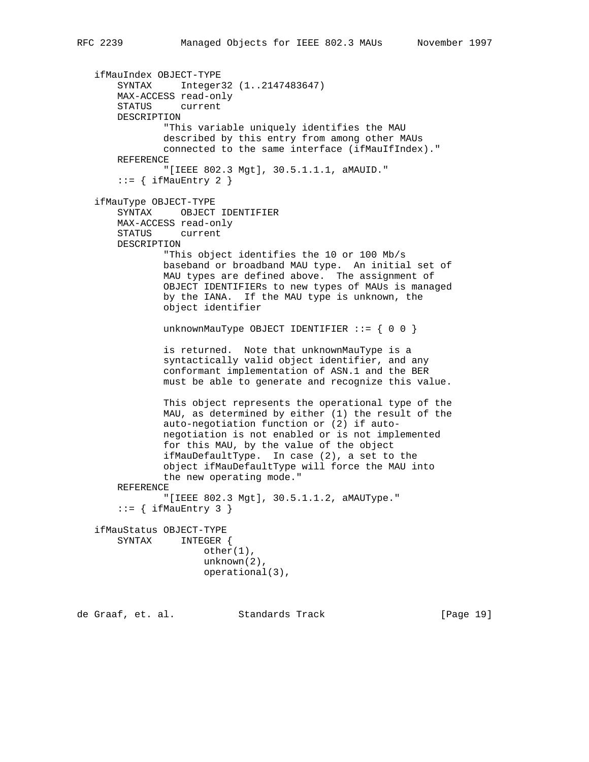```
   ifMauIndex OBJECT-TYPE
       SYNTAX     Integer32 (1..2147483647)
       MAX-ACCESS read-only
       STATUS     current
       DESCRIPTION
               "This variable uniquely identifies the MAU
               described by this entry from among other MAUs
               connected to the same interface (ifMauIfIndex)."
       REFERENCE
               "[IEEE 802.3 Mgt], 30.5.1.1.1, aMAUID."
       ::= { ifMauEntry 2 }

   ifMauType OBJECT-TYPE
       SYNTAX     OBJECT IDENTIFIER
       MAX-ACCESS read-only
       STATUS     current
       DESCRIPTION
               "This object identifies the 10 or 100 Mb/s
               baseband or broadband MAU type.  An initial set of
               MAU types are defined above.  The assignment of
               OBJECT IDENTIFIERs to new types of MAUs is managed
               by the IANA.  If the MAU type is unknown, the
               object identifier

               unknownMauType OBJECT IDENTIFIER ::= { 0 0 }

               is returned.  Note that unknownMauType is a
               syntactically valid object identifier, and any
               conformant implementation of ASN.1 and the BER
               must be able to generate and recognize this value.

               This object represents the operational type of the
               MAU, as determined by either (1) the result of the
               auto-negotiation function or (2) if auto-
               negotiation is not enabled or is not implemented
               for this MAU, by the value of the object
               ifMauDefaultType.  In case (2), a set to the
               object ifMauDefaultType will force the MAU into
               the new operating mode."
       REFERENCE
               "[IEEE 802.3 Mgt], 30.5.1.1.2, aMAUType."
       ::= { ifMauEntry 3 }

   ifMauStatus OBJECT-TYPE
       SYNTAX     INTEGER {
                    other(1),
                    unknown(2),
                    operational(3),
```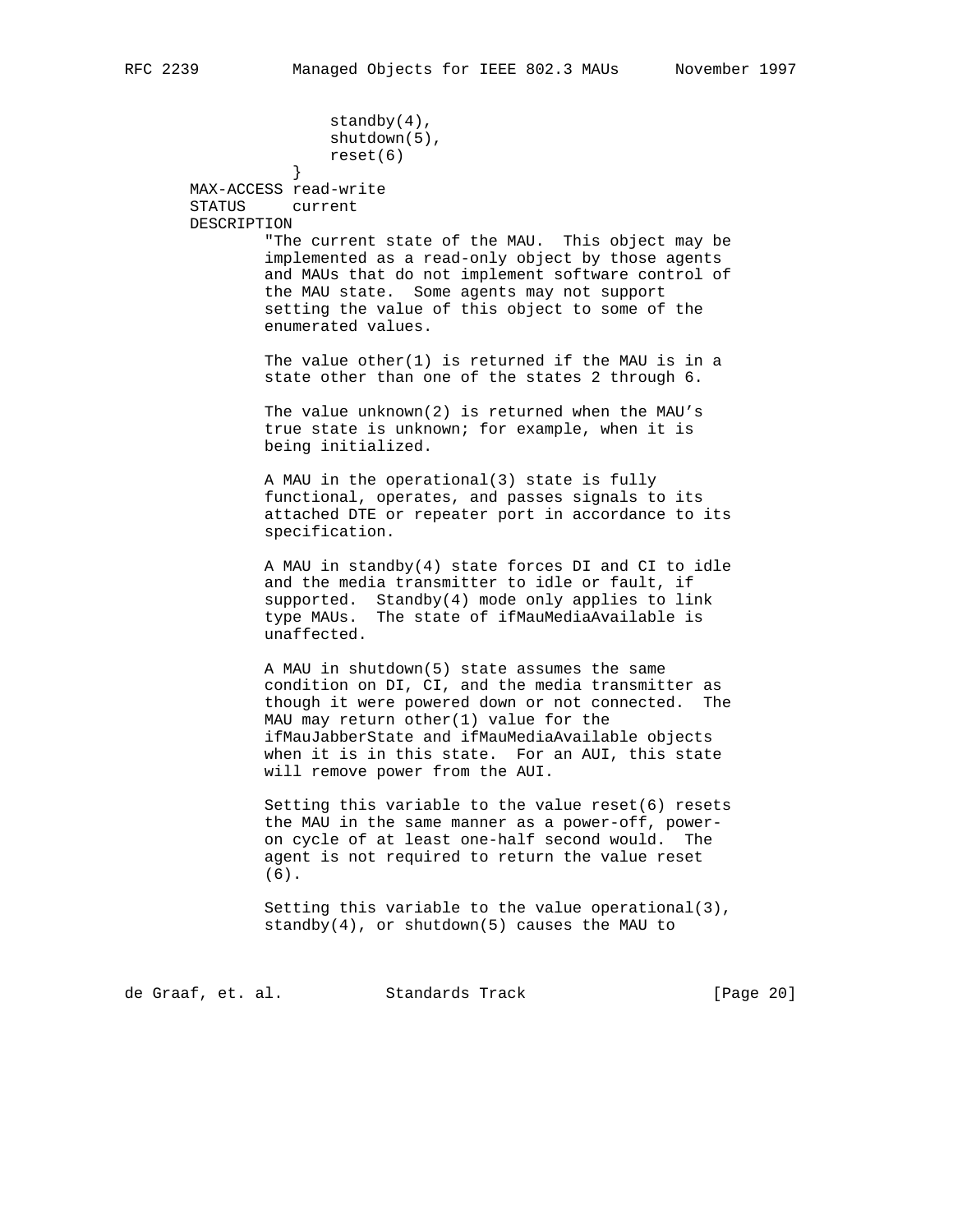```
                    standby(4),
                    shutdown(5),
                    reset(6)
                }
       MAX-ACCESS read-write
       STATUS     current
       DESCRIPTION
               "The current state of the MAU.  This object may be
               implemented as a read-only object by those agents
               and MAUs that do not implement software control of
               the MAU state.  Some agents may not support
               setting the value of this object to some of the
               enumerated values.

               The value other(1) is returned if the MAU is in a
               state other than one of the states 2 through 6.

               The value unknown(2) is returned when the MAU's
               true state is unknown; for example, when it is
               being initialized.

               A MAU in the operational(3) state is fully
               functional, operates, and passes signals to its
               attached DTE or repeater port in accordance to its
               specification.

               A MAU in standby(4) state forces DI and CI to idle
               and the media transmitter to idle or fault, if
               supported.  Standby(4) mode only applies to link
               type MAUs.  The state of ifMauMediaAvailable is
               unaffected.

               A MAU in shutdown(5) state assumes the same
               condition on DI, CI, and the media transmitter as
               though it were powered down or not connected.  The
               MAU may return other(1) value for the
               ifMauJabberState and ifMauMediaAvailable objects
               when it is in this state.  For an AUI, this state
               will remove power from the AUI.

               Setting this variable to the value reset(6) resets
               the MAU in the same manner as a power-off, power-
               on cycle of at least one-half second would.  The
               agent is not required to return the value reset
               (6).

               Setting this variable to the value operational(3),
               standby(4), or shutdown(5) causes the MAU to
```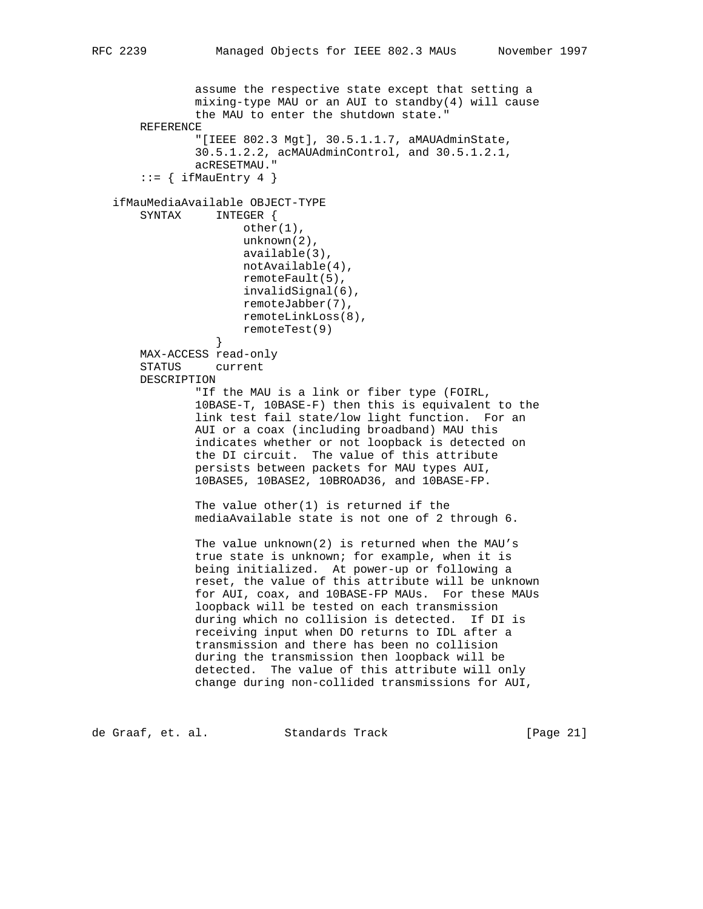```
               assume the respective state except that setting a
               mixing-type MAU or an AUI to standby(4) will cause
               the MAU to enter the shutdown state."
       REFERENCE
               "[IEEE 802.3 Mgt], 30.5.1.1.7, aMAUAdminState,
               30.5.1.2.2, acMAUAdminControl, and 30.5.1.2.1,
               acRESETMAU."
       ::= { ifMauEntry 4 }

   ifMauMediaAvailable OBJECT-TYPE
       SYNTAX     INTEGER {
                      other(1),
                      unknown(2),
                      available(3),
                      notAvailable(4),
                      remoteFault(5),
                      invalidSignal(6),
                      remoteJabber(7),
                      remoteLinkLoss(8),
                      remoteTest(9)
                  }
       MAX-ACCESS read-only
       STATUS     current
       DESCRIPTION
               "If the MAU is a link or fiber type (FOIRL,
               10BASE-T, 10BASE-F) then this is equivalent to the
               link test fail state/low light function.  For an
               AUI or a coax (including broadband) MAU this
               indicates whether or not loopback is detected on
               the DI circuit.  The value of this attribute
               persists between packets for MAU types AUI,
               10BASE5, 10BASE2, 10BROAD36, and 10BASE-FP.

               The value other(1) is returned if the
               mediaAvailable state is not one of 2 through 6.

               The value unknown(2) is returned when the MAU's
               true state is unknown; for example, when it is
               being initialized.  At power-up or following a
               reset, the value of this attribute will be unknown
               for AUI, coax, and 10BASE-FP MAUs.  For these MAUs
               loopback will be tested on each transmission
               during which no collision is detected.  If DI is
               receiving input when DO returns to IDL after a
               transmission and there has been no collision
               during the transmission then loopback will be
               detected.  The value of this attribute will only
               change during non-collided transmissions for AUI,
```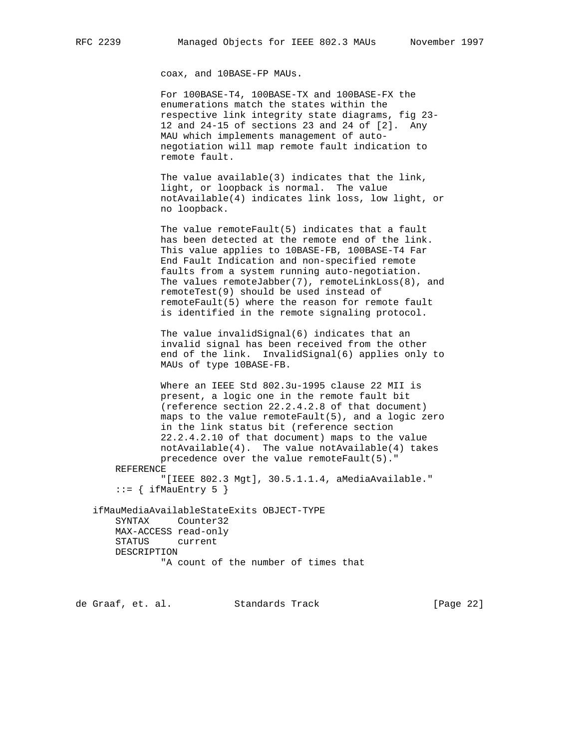```
                coax, and 10BASE-FP MAUs.

                For 100BASE-T4, 100BASE-TX and 100BASE-FX the
                enumerations match the states within the
                respective link integrity state diagrams, fig 23-
                12 and 24-15 of sections 23 and 24 of [2].  Any
                MAU which implements management of auto-
                negotiation will map remote fault indication to
                remote fault.

                The value available(3) indicates that the link,
                light, or loopback is normal.  The value
                notAvailable(4) indicates link loss, low light, or
                no loopback.

                The value remoteFault(5) indicates that a fault
                has been detected at the remote end of the link.
                This value applies to 10BASE-FB, 100BASE-T4 Far
                End Fault Indication and non-specified remote
                faults from a system running auto-negotiation.
                The values remoteJabber(7), remoteLinkLoss(8), and
                remoteTest(9) should be used instead of
                remoteFault(5) where the reason for remote fault
                is identified in the remote signaling protocol.

                The value invalidSignal(6) indicates that an
                invalid signal has been received from the other
                end of the link.  InvalidSignal(6) applies only to
                MAUs of type 10BASE-FB.

                Where an IEEE Std 802.3u-1995 clause 22 MII is
                present, a logic one in the remote fault bit
                (reference section 22.2.4.2.8 of that document)
                maps to the value remoteFault(5), and a logic zero
                in the link status bit (reference section
                22.2.4.2.10 of that document) maps to the value
                notAvailable(4).  The value notAvailable(4) takes
                precedence over the value remoteFault(5)."
        REFERENCE
                "[IEEE 802.3 Mgt], 30.5.1.1.4, aMediaAvailable."
        ::= { ifMauEntry 5 }

    ifMauMediaAvailableStateExits OBJECT-TYPE
        SYNTAX      Counter32
        MAX-ACCESS read-only
        STATUS      current
        DESCRIPTION
                "A count of the number of times that
```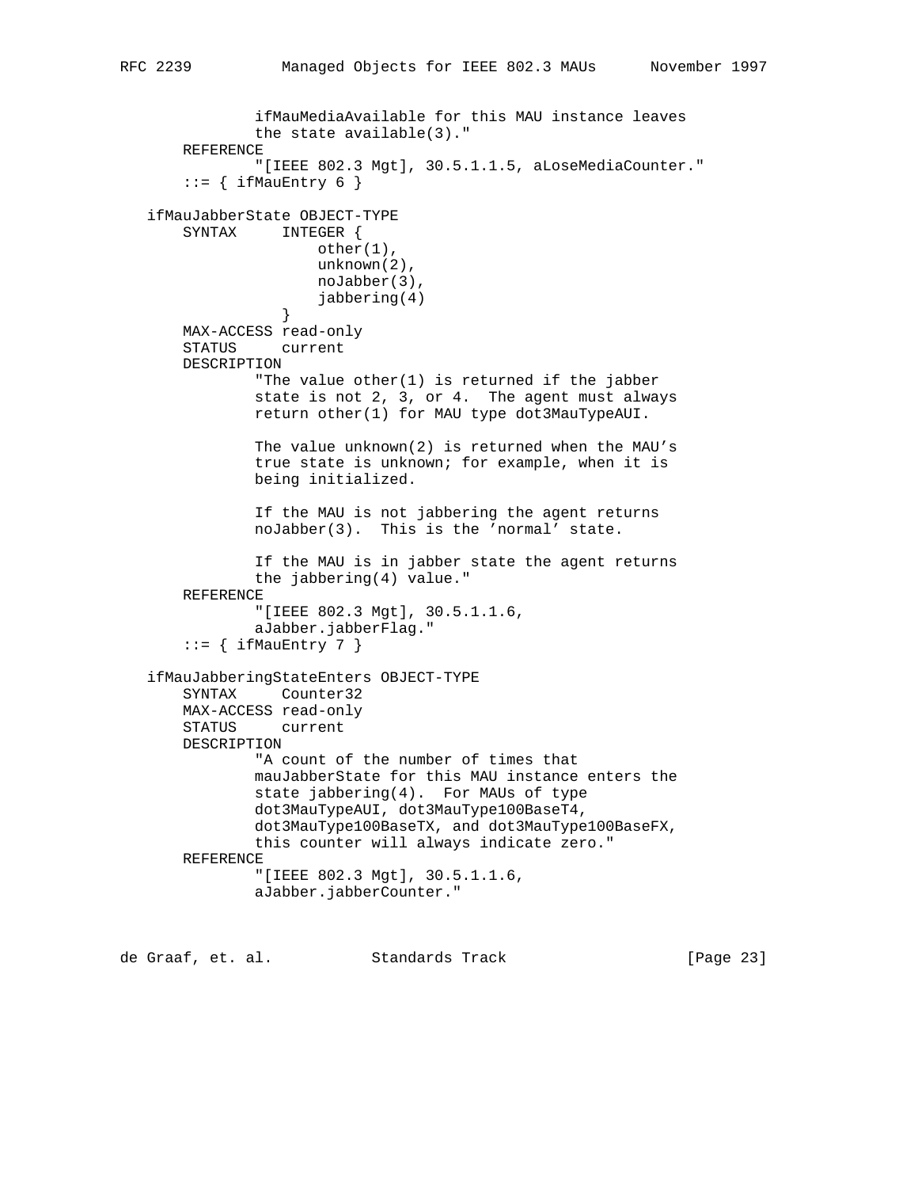```
              ifMauMediaAvailable for this MAU instance leaves
              the state available(3)."
      REFERENCE
              "[IEEE 802.3 Mgt], 30.5.1.1.5, aLoseMediaCounter."
      ::= { ifMauEntry 6 }

  ifMauJabberState OBJECT-TYPE
      SYNTAX     INTEGER {
                     other(1),
                     unknown(2),
                     noJabber(3),
                     jabbering(4)
                 }
      MAX-ACCESS read-only
      STATUS     current
      DESCRIPTION
              "The value other(1) is returned if the jabber
              state is not 2, 3, or 4.  The agent must always
              return other(1) for MAU type dot3MauTypeAUI.

              The value unknown(2) is returned when the MAU's
              true state is unknown; for example, when it is
              being initialized.

              If the MAU is not jabbering the agent returns
              noJabber(3).  This is the 'normal' state.

              If the MAU is in jabber state the agent returns
              the jabbering(4) value."
      REFERENCE
              "[IEEE 802.3 Mgt], 30.5.1.1.6,
              aJabber.jabberFlag."
      ::= { ifMauEntry 7 }

  ifMauJabberingStateEnters OBJECT-TYPE
      SYNTAX     Counter32
      MAX-ACCESS read-only
      STATUS     current
      DESCRIPTION
              "A count of the number of times that
              mauJabberState for this MAU instance enters the
              state jabbering(4).  For MAUs of type
              dot3MauTypeAUI, dot3MauType100BaseT4,
              dot3MauType100BaseTX, and dot3MauType100BaseFX,
              this counter will always indicate zero."
      REFERENCE
              "[IEEE 802.3 Mgt], 30.5.1.1.6,
              aJabber.jabberCounter."
```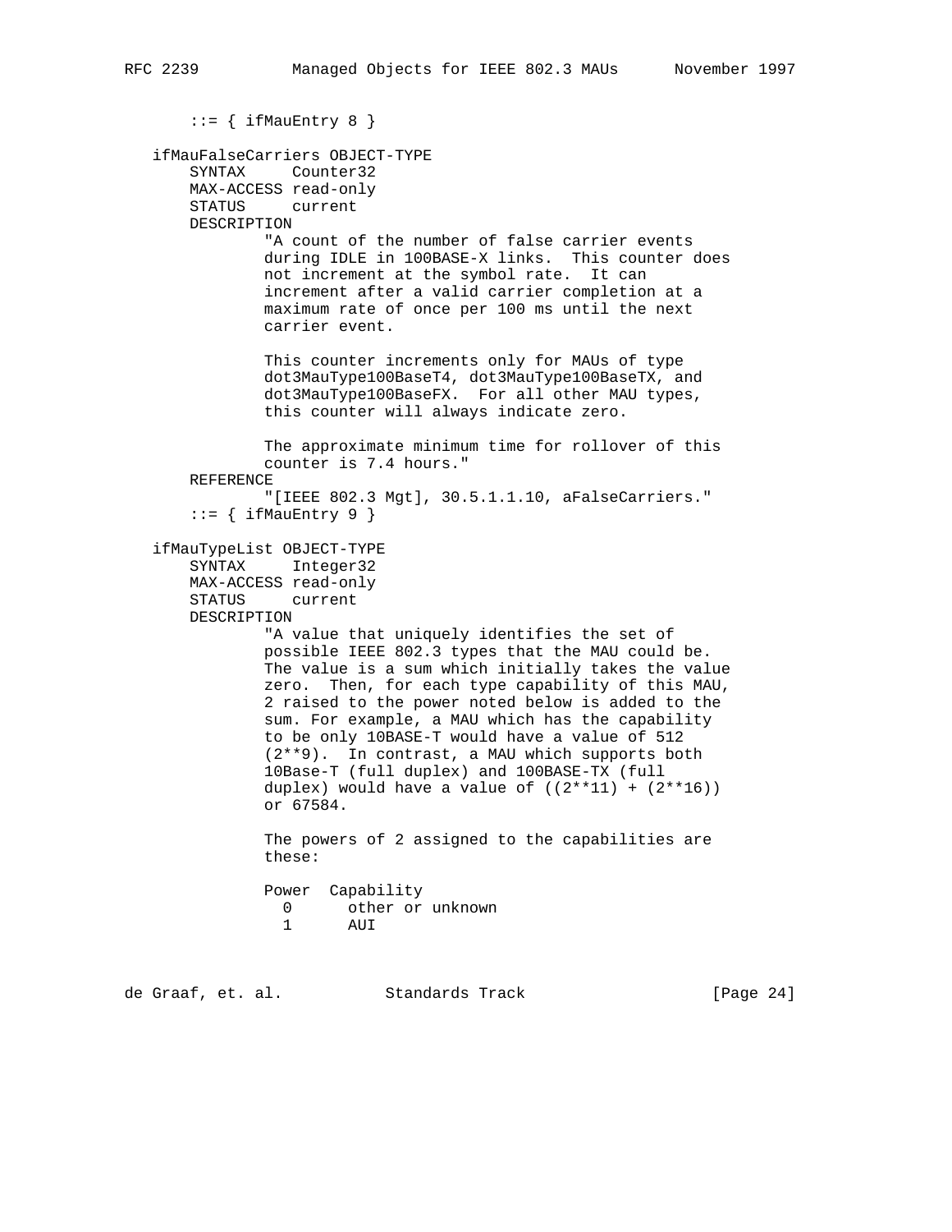```
        ::= { ifMauEntry 8 }

    ifMauFalseCarriers OBJECT-TYPE
        SYNTAX      Counter32
        MAX-ACCESS read-only
        STATUS      current
        DESCRIPTION
                "A count of the number of false carrier events
                during IDLE in 100BASE-X links.  This counter does
                not increment at the symbol rate.  It can
                increment after a valid carrier completion at a
                maximum rate of once per 100 ms until the next
                carrier event.

                This counter increments only for MAUs of type
                dot3MauType100BaseT4, dot3MauType100BaseTX, and
                dot3MauType100BaseFX.  For all other MAU types,
                this counter will always indicate zero.

                The approximate minimum time for rollover of this
                counter is 7.4 hours."
        REFERENCE
                "[IEEE 802.3 Mgt], 30.5.1.1.10, aFalseCarriers."
        ::= { ifMauEntry 9 }

    ifMauTypeList OBJECT-TYPE
        SYNTAX      Integer32
        MAX-ACCESS read-only
        STATUS      current
        DESCRIPTION
                "A value that uniquely identifies the set of
                possible IEEE 802.3 types that the MAU could be.
                The value is a sum which initially takes the value
                zero.  Then, for each type capability of this MAU,
                2 raised to the power noted below is added to the
                sum. For example, a MAU which has the capability
                to be only 10BASE-T would have a value of 512
                (2**9).  In contrast, a MAU which supports both
                10Base-T (full duplex) and 100BASE-TX (full
                duplex) would have a value of ((2**11) + (2**16))
                or 67584.

                The powers of 2 assigned to the capabilities are
                these:

                Power  Capability
                  0      other or unknown
                  1      AUI
```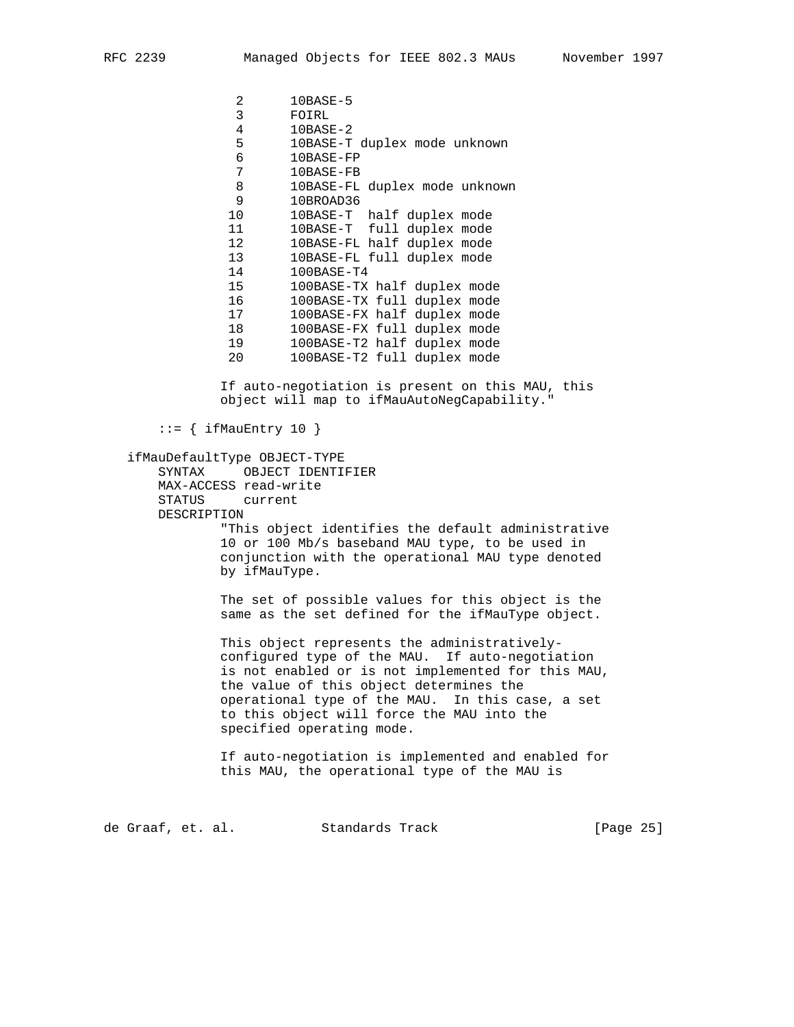```
                 2      10BASE-5
                 3      FOIRL
                 4      10BASE-2
                 5      10BASE-T duplex mode unknown
                 6      10BASE-FP
                 7      10BASE-FB
                 8      10BASE-FL duplex mode unknown
                 9      10BROAD36
                10      10BASE-T  half duplex mode
                11      10BASE-T  full duplex mode
                12      10BASE-FL half duplex mode
                13      10BASE-FL full duplex mode
                14      100BASE-T4
                15      100BASE-TX half duplex mode
                16      100BASE-TX full duplex mode
                17      100BASE-FX half duplex mode
                18      100BASE-FX full duplex mode
                19      100BASE-T2 half duplex mode
                20      100BASE-T2 full duplex mode

               If auto-negotiation is present on this MAU, this
               object will map to ifMauAutoNegCapability."

       ::= { ifMauEntry 10 }

   ifMauDefaultType OBJECT-TYPE
       SYNTAX     OBJECT IDENTIFIER
       MAX-ACCESS read-write
       STATUS     current
       DESCRIPTION
               "This object identifies the default administrative
               10 or 100 Mb/s baseband MAU type, to be used in
               conjunction with the operational MAU type denoted
               by ifMauType.

               The set of possible values for this object is the
               same as the set defined for the ifMauType object.

               This object represents the administratively-
               configured type of the MAU.  If auto-negotiation
               is not enabled or is not implemented for this MAU,
               the value of this object determines the
               operational type of the MAU.  In this case, a set
               to this object will force the MAU into the
               specified operating mode.

               If auto-negotiation is implemented and enabled for
               this MAU, the operational type of the MAU is
```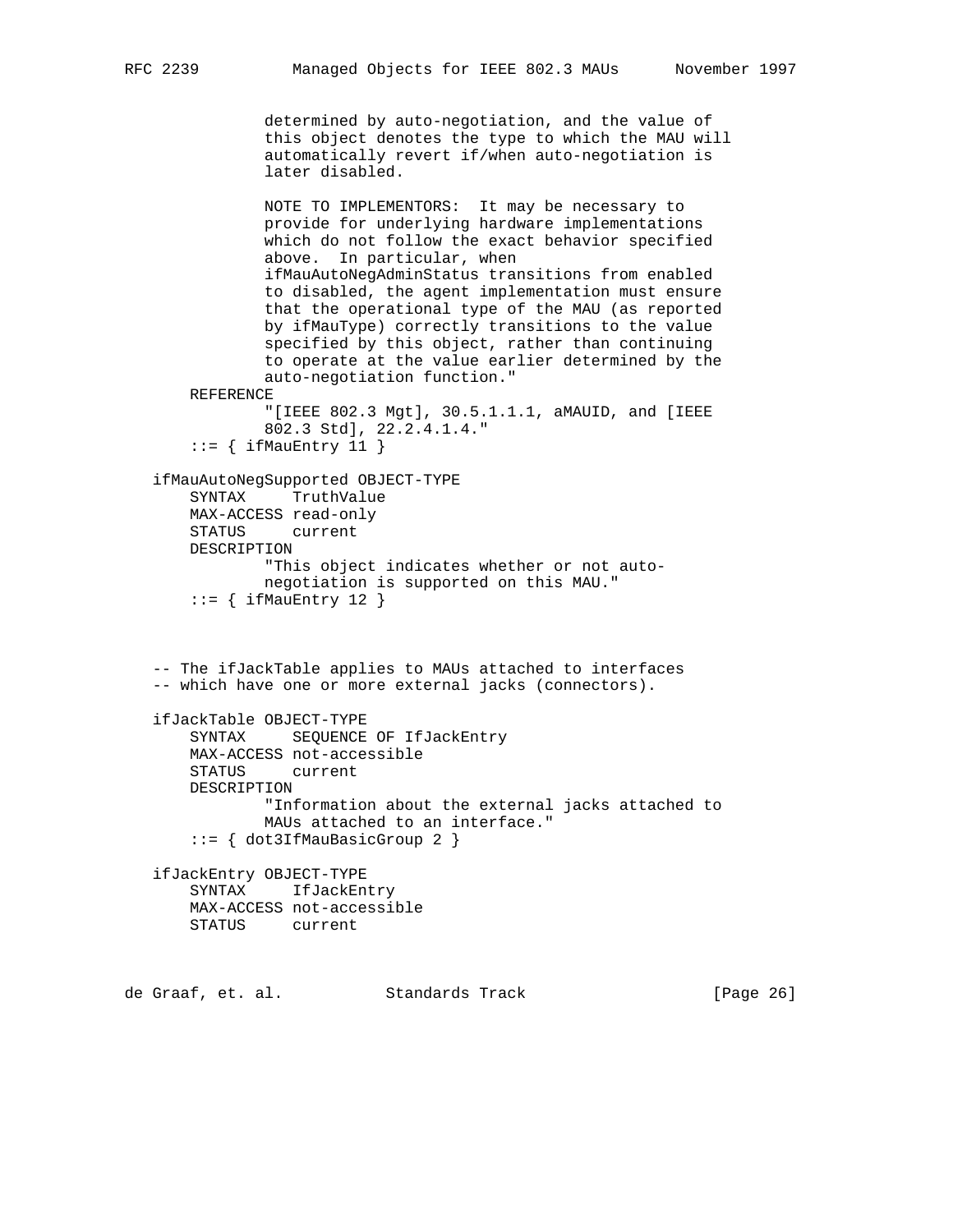```
              determined by auto-negotiation, and the value of
              this object denotes the type to which the MAU will
              automatically revert if/when auto-negotiation is
              later disabled.

              NOTE TO IMPLEMENTORS:  It may be necessary to
              provide for underlying hardware implementations
              which do not follow the exact behavior specified
              above.  In particular, when
              ifMauAutoNegAdminStatus transitions from enabled
              to disabled, the agent implementation must ensure
              that the operational type of the MAU (as reported
              by ifMauType) correctly transitions to the value
              specified by this object, rather than continuing
              to operate at the value earlier determined by the
              auto-negotiation function."
       REFERENCE
              "[IEEE 802.3 Mgt], 30.5.1.1.1, aMAUID, and [IEEE
              802.3 Std], 22.2.4.1.4."
       ::= { ifMauEntry 11 }

   ifMauAutoNegSupported OBJECT-TYPE
       SYNTAX      TruthValue
       MAX-ACCESS read-only
       STATUS      current
       DESCRIPTION
              "This object indicates whether or not auto-
              negotiation is supported on this MAU."
       ::= { ifMauEntry 12 }



   -- The ifJackTable applies to MAUs attached to interfaces
   -- which have one or more external jacks (connectors).

   ifJackTable OBJECT-TYPE
       SYNTAX      SEQUENCE OF IfJackEntry
       MAX-ACCESS not-accessible
       STATUS      current
       DESCRIPTION
              "Information about the external jacks attached to
              MAUs attached to an interface."
       ::= { dot3IfMauBasicGroup 2 }

   ifJackEntry OBJECT-TYPE
       SYNTAX      IfJackEntry
       MAX-ACCESS not-accessible
       STATUS      current
```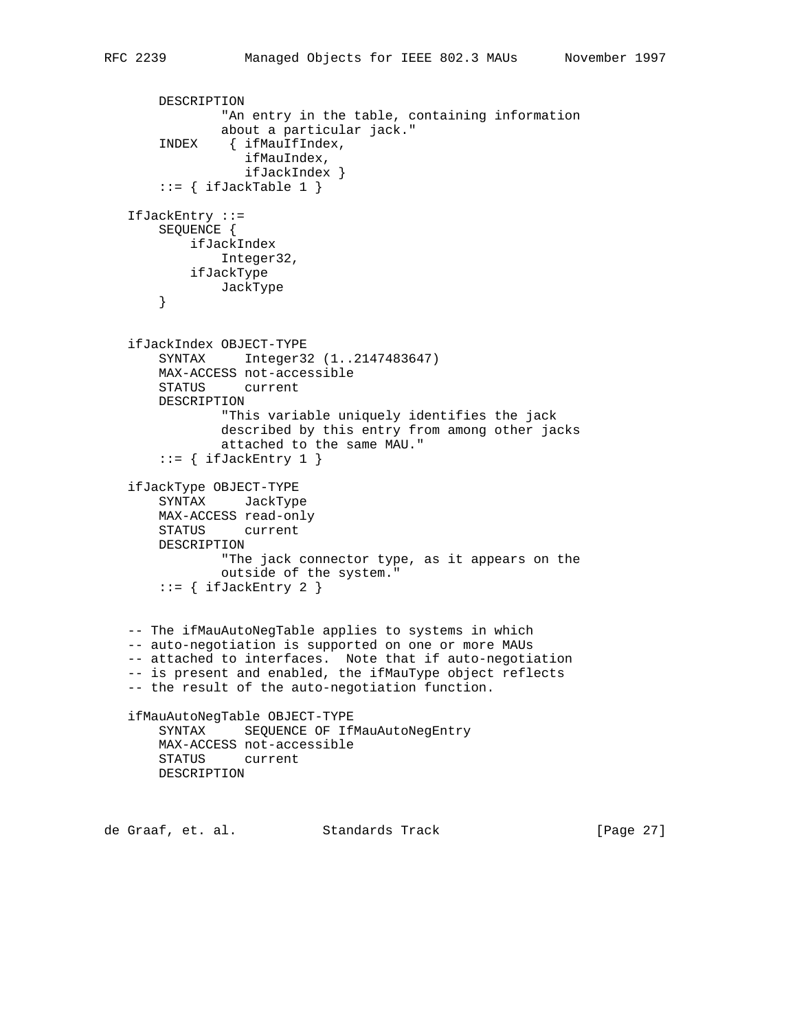```
       DESCRIPTION
               "An entry in the table, containing information
               about a particular jack."
       INDEX    { ifMauIfIndex,
                  ifMauIndex,
                  ifJackIndex }
       ::= { ifJackTable 1 }

   IfJackEntry ::=
       SEQUENCE {
           ifJackIndex
               Integer32,
           ifJackType
               JackType
       }


   ifJackIndex OBJECT-TYPE
       SYNTAX     Integer32 (1..2147483647)
       MAX-ACCESS not-accessible
       STATUS     current
       DESCRIPTION
               "This variable uniquely identifies the jack
               described by this entry from among other jacks
               attached to the same MAU."
       ::= { ifJackEntry 1 }

   ifJackType OBJECT-TYPE
       SYNTAX     JackType
       MAX-ACCESS read-only
       STATUS     current
       DESCRIPTION
               "The jack connector type, as it appears on the
               outside of the system."
       ::= { ifJackEntry 2 }


   -- The ifMauAutoNegTable applies to systems in which
   -- auto-negotiation is supported on one or more MAUs
   -- attached to interfaces.  Note that if auto-negotiation
   -- is present and enabled, the ifMauType object reflects
   -- the result of the auto-negotiation function.

   ifMauAutoNegTable OBJECT-TYPE
       SYNTAX     SEQUENCE OF IfMauAutoNegEntry
       MAX-ACCESS not-accessible
       STATUS     current
       DESCRIPTION
```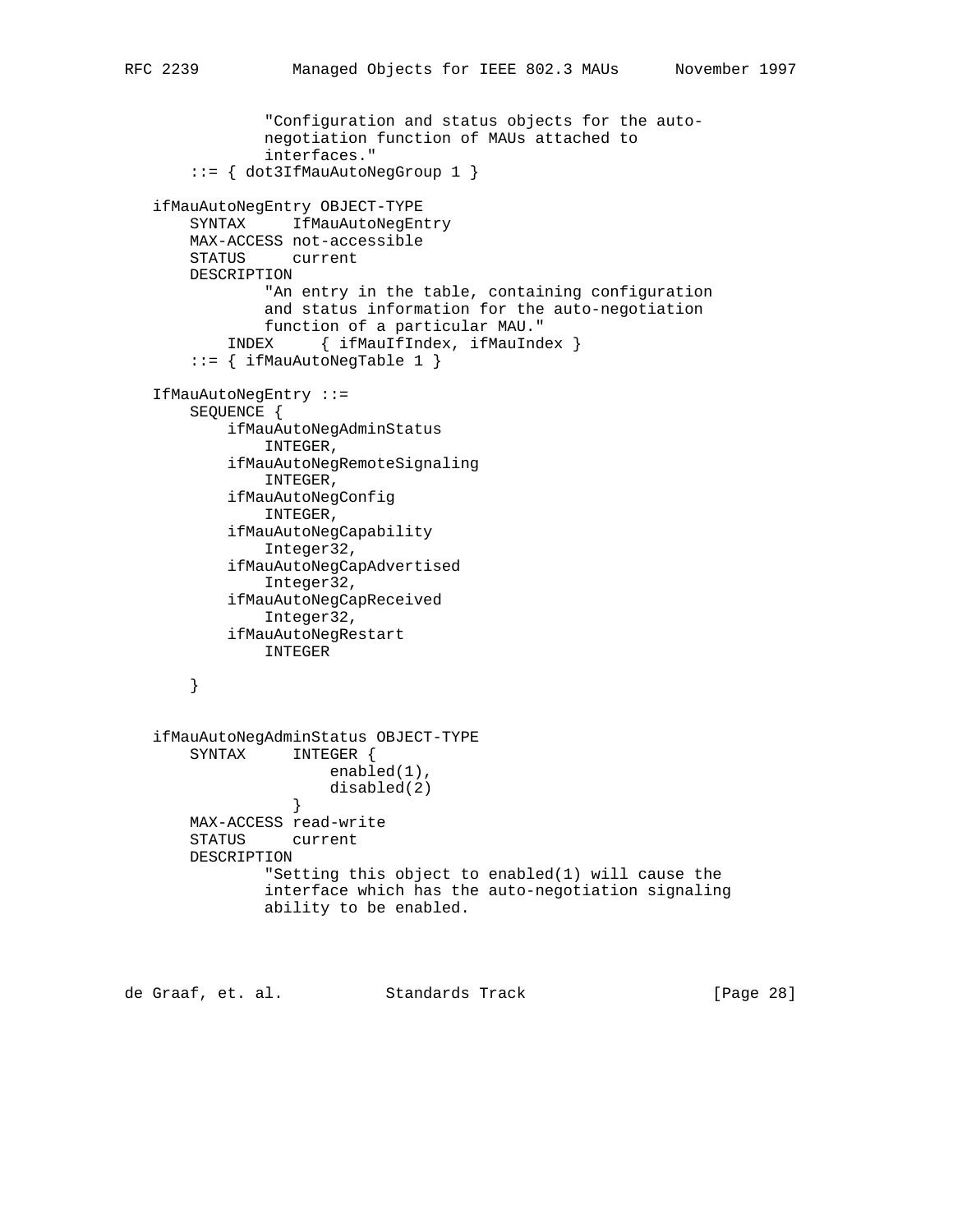```
               "Configuration and status objects for the auto-
               negotiation function of MAUs attached to
               interfaces."
       ::= { dot3IfMauAutoNegGroup 1 }

   ifMauAutoNegEntry OBJECT-TYPE
       SYNTAX     IfMauAutoNegEntry
       MAX-ACCESS not-accessible
       STATUS     current
       DESCRIPTION
               "An entry in the table, containing configuration
               and status information for the auto-negotiation
               function of a particular MAU."
           INDEX     { ifMauIfIndex, ifMauIndex }
       ::= { ifMauAutoNegTable 1 }

   IfMauAutoNegEntry ::=
       SEQUENCE {
           ifMauAutoNegAdminStatus
               INTEGER,
           ifMauAutoNegRemoteSignaling
               INTEGER,
           ifMauAutoNegConfig
               INTEGER,
           ifMauAutoNegCapability
               Integer32,
           ifMauAutoNegCapAdvertised
               Integer32,
           ifMauAutoNegCapReceived
               Integer32,
           ifMauAutoNegRestart
               INTEGER

       }


   ifMauAutoNegAdminStatus OBJECT-TYPE
       SYNTAX     INTEGER {
                      enabled(1),
                      disabled(2)
                  }
       MAX-ACCESS read-write
       STATUS     current
       DESCRIPTION
               "Setting this object to enabled(1) will cause the
               interface which has the auto-negotiation signaling
               ability to be enabled.
```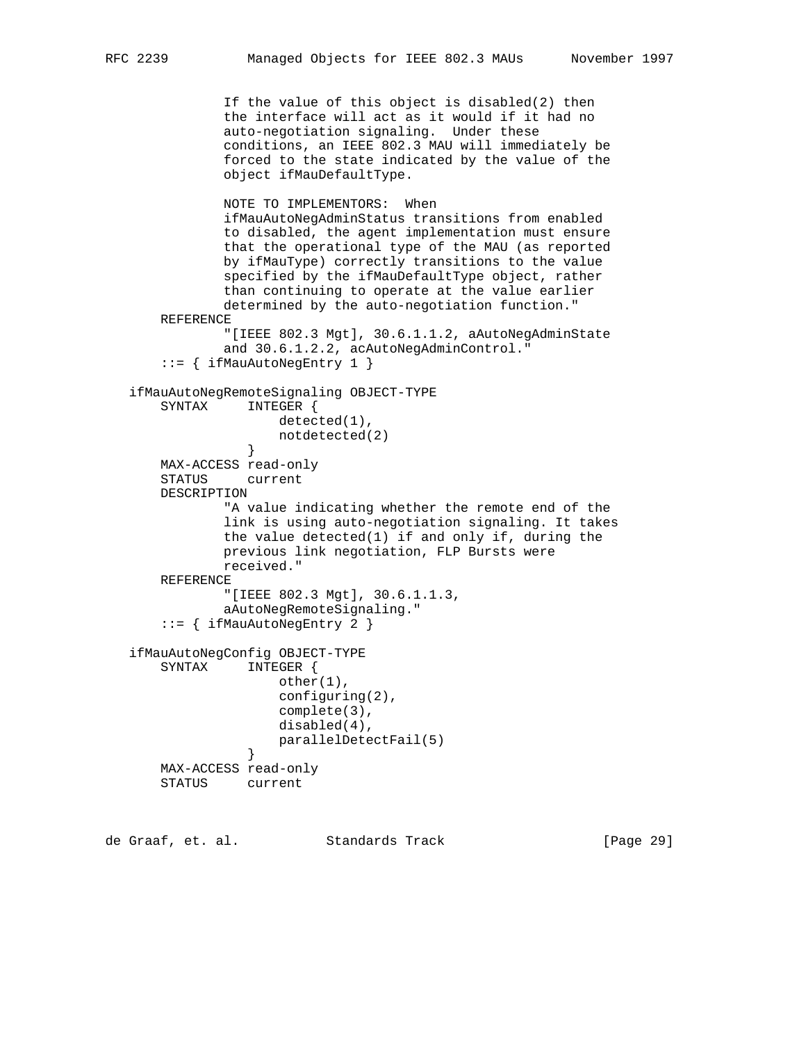```
              If the value of this object is disabled(2) then
              the interface will act as it would if it had no
              auto-negotiation signaling.  Under these
              conditions, an IEEE 802.3 MAU will immediately be
              forced to the state indicated by the value of the
              object ifMauDefaultType.

              NOTE TO IMPLEMENTORS:  When
              ifMauAutoNegAdminStatus transitions from enabled
              to disabled, the agent implementation must ensure
              that the operational type of the MAU (as reported
              by ifMauType) correctly transitions to the value
              specified by the ifMauDefaultType object, rather
              than continuing to operate at the value earlier
              determined by the auto-negotiation function."
       REFERENCE
              "[IEEE 802.3 Mgt], 30.6.1.1.2, aAutoNegAdminState
              and 30.6.1.2.2, acAutoNegAdminControl."
       ::= { ifMauAutoNegEntry 1 }

   ifMauAutoNegRemoteSignaling OBJECT-TYPE
       SYNTAX     INTEGER {
                    detected(1),
                    notdetected(2)
                  }
       MAX-ACCESS read-only
       STATUS     current
       DESCRIPTION
              "A value indicating whether the remote end of the
              link is using auto-negotiation signaling. It takes
              the value detected(1) if and only if, during the
              previous link negotiation, FLP Bursts were
              received."
       REFERENCE
              "[IEEE 802.3 Mgt], 30.6.1.1.3,
              aAutoNegRemoteSignaling."
       ::= { ifMauAutoNegEntry 2 }

   ifMauAutoNegConfig OBJECT-TYPE
       SYNTAX     INTEGER {
                    other(1),
                    configuring(2),
                    complete(3),
                    disabled(4),
                    parallelDetectFail(5)
                  }
       MAX-ACCESS read-only
       STATUS     current
```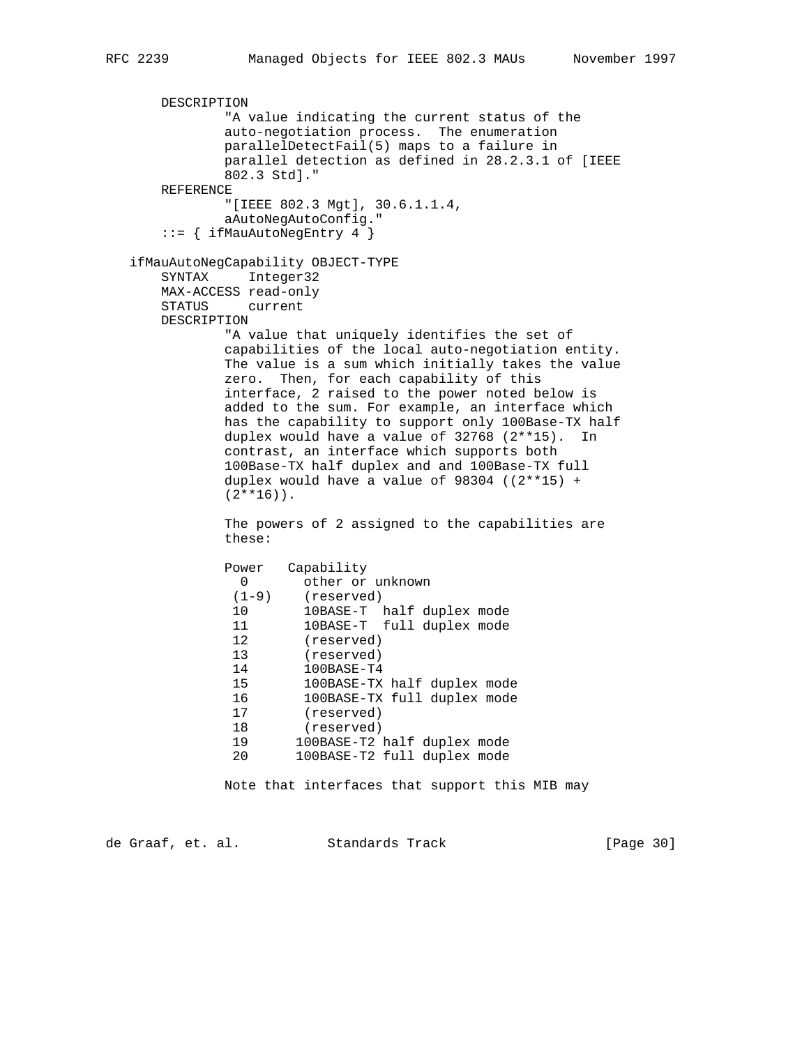```
       DESCRIPTION
               "A value indicating the current status of the
               auto-negotiation process.  The enumeration
               parallelDetectFail(5) maps to a failure in
               parallel detection as defined in 28.2.3.1 of [IEEE
               802.3 Std]."
       REFERENCE
               "[IEEE 802.3 Mgt], 30.6.1.1.4,
               aAutoNegAutoConfig."
       ::= { ifMauAutoNegEntry 4 }

   ifMauAutoNegCapability OBJECT-TYPE
       SYNTAX      Integer32
       MAX-ACCESS read-only
       STATUS      current
       DESCRIPTION
               "A value that uniquely identifies the set of
               capabilities of the local auto-negotiation entity.
               The value is a sum which initially takes the value
               zero.  Then, for each capability of this
               interface, 2 raised to the power noted below is
               added to the sum. For example, an interface which
               has the capability to support only 100Base-TX half
               duplex would have a value of 32768 (2**15).  In
               contrast, an interface which supports both
               100Base-TX half duplex and and 100Base-TX full
               duplex would have a value of 98304 ((2**15) +
               (2**16)).

               The powers of 2 assigned to the capabilities are
               these:

               Power   Capability
                 0       other or unknown
                (1-9)    (reserved)
                10       10BASE-T  half duplex mode
                11       10BASE-T  full duplex mode
                12       (reserved)
                13       (reserved)
                14       100BASE-T4
                15       100BASE-TX half duplex mode
                16       100BASE-TX full duplex mode
                17       (reserved)
                18       (reserved)
                19      100BASE-T2 half duplex mode
                20      100BASE-T2 full duplex mode

               Note that interfaces that support this MIB may
```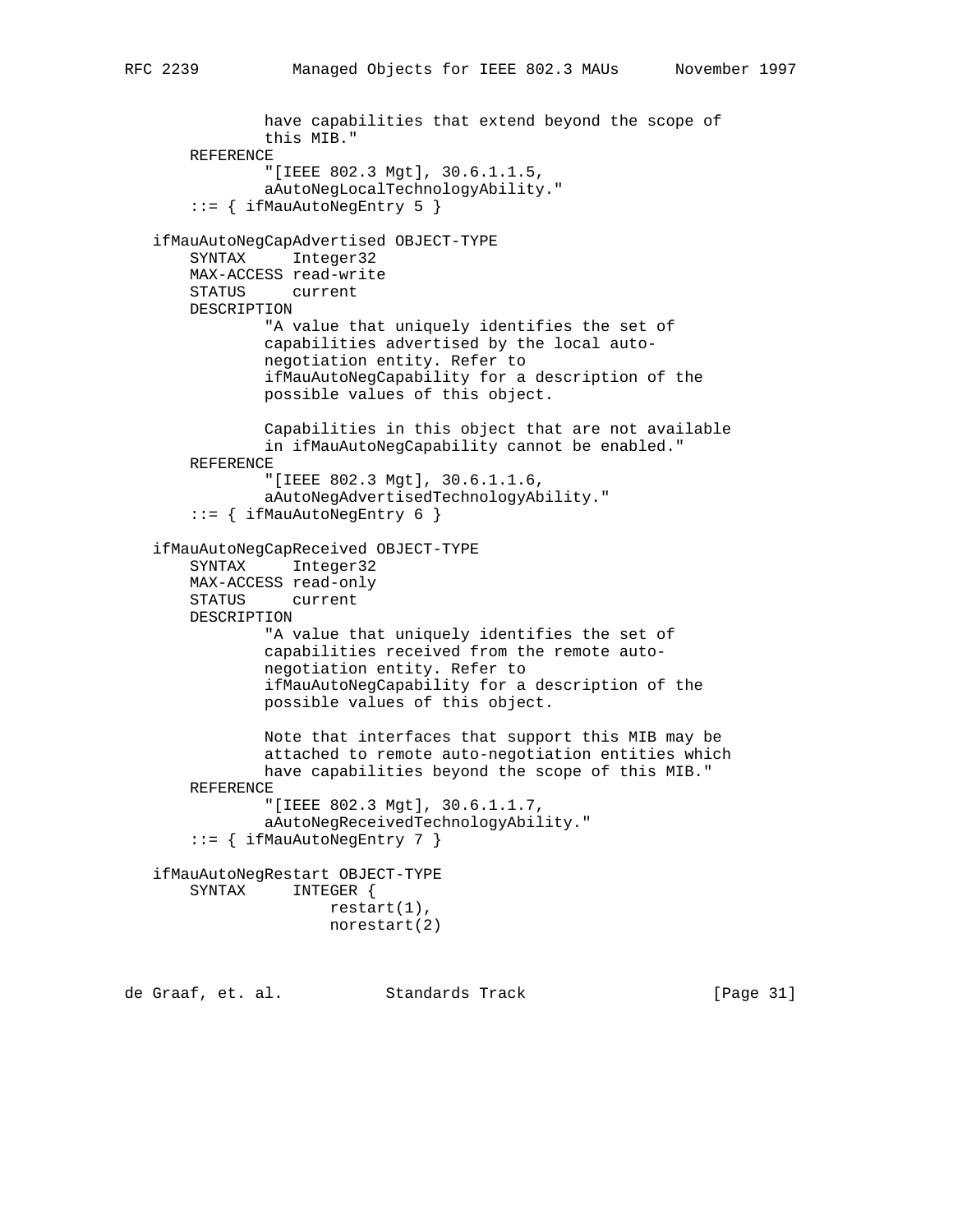```
              have capabilities that extend beyond the scope of
              this MIB."
       REFERENCE
              "[IEEE 802.3 Mgt], 30.6.1.1.5,
              aAutoNegLocalTechnologyAbility."
       ::= { ifMauAutoNegEntry 5 }

   ifMauAutoNegCapAdvertised OBJECT-TYPE
       SYNTAX     Integer32
       MAX-ACCESS read-write
       STATUS     current
       DESCRIPTION
              "A value that uniquely identifies the set of
              capabilities advertised by the local auto-
              negotiation entity. Refer to
              ifMauAutoNegCapability for a description of the
              possible values of this object.

              Capabilities in this object that are not available
              in ifMauAutoNegCapability cannot be enabled."
       REFERENCE
              "[IEEE 802.3 Mgt], 30.6.1.1.6,
              aAutoNegAdvertisedTechnologyAbility."
       ::= { ifMauAutoNegEntry 6 }

   ifMauAutoNegCapReceived OBJECT-TYPE
       SYNTAX     Integer32
       MAX-ACCESS read-only
       STATUS     current
       DESCRIPTION
              "A value that uniquely identifies the set of
              capabilities received from the remote auto-
              negotiation entity. Refer to
              ifMauAutoNegCapability for a description of the
              possible values of this object.

              Note that interfaces that support this MIB may be
              attached to remote auto-negotiation entities which
              have capabilities beyond the scope of this MIB."
       REFERENCE
              "[IEEE 802.3 Mgt], 30.6.1.1.7,
              aAutoNegReceivedTechnologyAbility."
       ::= { ifMauAutoNegEntry 7 }

   ifMauAutoNegRestart OBJECT-TYPE
       SYNTAX     INTEGER {
                    restart(1),
                    norestart(2)
```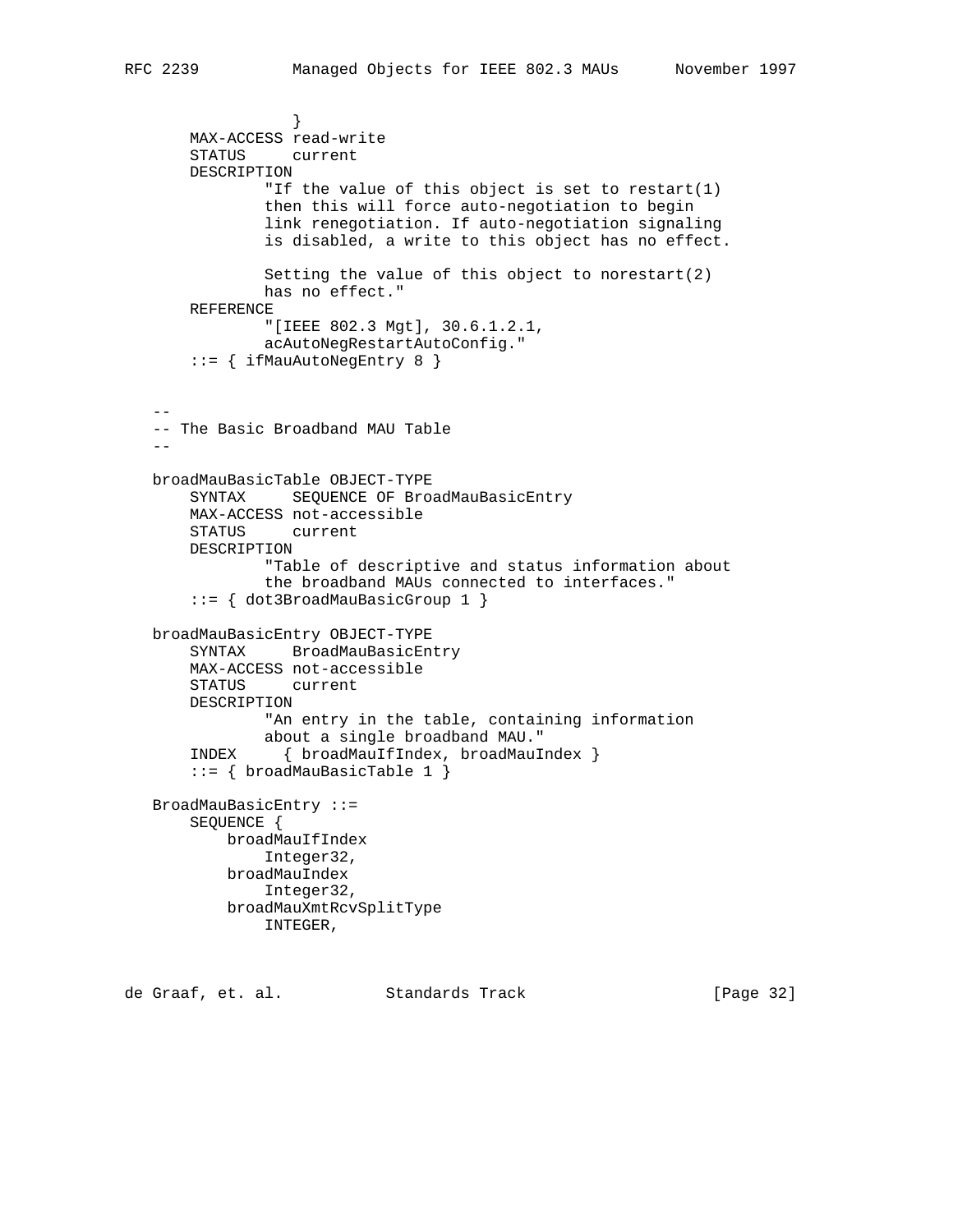```
                }
       MAX-ACCESS read-write
       STATUS     current
       DESCRIPTION
               "If the value of this object is set to restart(1)
               then this will force auto-negotiation to begin
               link renegotiation. If auto-negotiation signaling
               is disabled, a write to this object has no effect.

               Setting the value of this object to norestart(2)
               has no effect."
       REFERENCE
               "[IEEE 802.3 Mgt], 30.6.1.2.1,
               acAutoNegRestartAutoConfig."
       ::= { ifMauAutoNegEntry 8 }


   --
   -- The Basic Broadband MAU Table
   --

   broadMauBasicTable OBJECT-TYPE
       SYNTAX     SEQUENCE OF BroadMauBasicEntry
       MAX-ACCESS not-accessible
       STATUS     current
       DESCRIPTION
               "Table of descriptive and status information about
               the broadband MAUs connected to interfaces."
       ::= { dot3BroadMauBasicGroup 1 }

   broadMauBasicEntry OBJECT-TYPE
       SYNTAX     BroadMauBasicEntry
       MAX-ACCESS not-accessible
       STATUS     current
       DESCRIPTION
               "An entry in the table, containing information
               about a single broadband MAU."
       INDEX     { broadMauIfIndex, broadMauIndex }
       ::= { broadMauBasicTable 1 }

   BroadMauBasicEntry ::=
       SEQUENCE {
           broadMauIfIndex
               Integer32,
           broadMauIndex
               Integer32,
           broadMauXmtRcvSplitType
               INTEGER,
```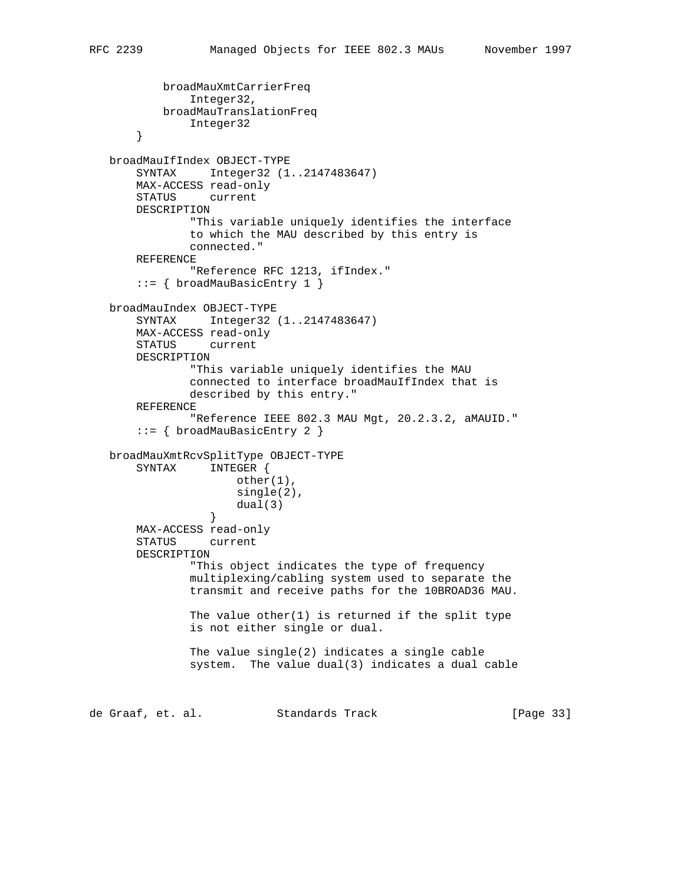```
           broadMauXmtCarrierFreq
               Integer32,
           broadMauTranslationFreq
               Integer32
       }

   broadMauIfIndex OBJECT-TYPE
       SYNTAX     Integer32 (1..2147483647)
       MAX-ACCESS read-only
       STATUS     current
       DESCRIPTION
               "This variable uniquely identifies the interface
               to which the MAU described by this entry is
               connected."
       REFERENCE
               "Reference RFC 1213, ifIndex."
       ::= { broadMauBasicEntry 1 }

   broadMauIndex OBJECT-TYPE
       SYNTAX     Integer32 (1..2147483647)
       MAX-ACCESS read-only
       STATUS     current
       DESCRIPTION
               "This variable uniquely identifies the MAU
               connected to interface broadMauIfIndex that is
               described by this entry."
       REFERENCE
               "Reference IEEE 802.3 MAU Mgt, 20.2.3.2, aMAUID."
       ::= { broadMauBasicEntry 2 }

   broadMauXmtRcvSplitType OBJECT-TYPE
       SYNTAX     INTEGER {
                      other(1),
                      single(2),
                      dual(3)
                  }
       MAX-ACCESS read-only
       STATUS     current
       DESCRIPTION
               "This object indicates the type of frequency
               multiplexing/cabling system used to separate the
               transmit and receive paths for the 10BROAD36 MAU.

               The value other(1) is returned if the split type
               is not either single or dual.

               The value single(2) indicates a single cable
               system.  The value dual(3) indicates a dual cable
```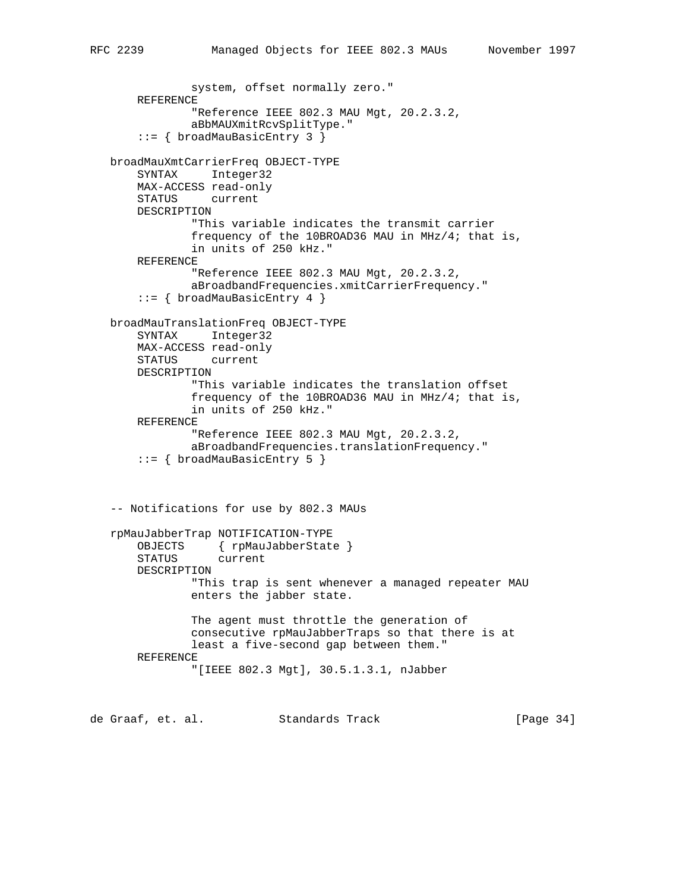```
               system, offset normally zero."
       REFERENCE
               "Reference IEEE 802.3 MAU Mgt, 20.2.3.2,
               aBbMAUXmitRcvSplitType."
       ::= { broadMauBasicEntry 3 }

   broadMauXmtCarrierFreq OBJECT-TYPE
       SYNTAX     Integer32
       MAX-ACCESS read-only
       STATUS     current
       DESCRIPTION
               "This variable indicates the transmit carrier
               frequency of the 10BROAD36 MAU in MHz/4; that is,
               in units of 250 kHz."
       REFERENCE
               "Reference IEEE 802.3 MAU Mgt, 20.2.3.2,
               aBroadbandFrequencies.xmitCarrierFrequency."
       ::= { broadMauBasicEntry 4 }

   broadMauTranslationFreq OBJECT-TYPE
       SYNTAX     Integer32
       MAX-ACCESS read-only
       STATUS     current
       DESCRIPTION
               "This variable indicates the translation offset
               frequency of the 10BROAD36 MAU in MHz/4; that is,
               in units of 250 kHz."
       REFERENCE
               "Reference IEEE 802.3 MAU Mgt, 20.2.3.2,
               aBroadbandFrequencies.translationFrequency."
       ::= { broadMauBasicEntry 5 }



   -- Notifications for use by 802.3 MAUs

   rpMauJabberTrap NOTIFICATION-TYPE
       OBJECTS     { rpMauJabberState }
       STATUS      current
       DESCRIPTION
               "This trap is sent whenever a managed repeater MAU
               enters the jabber state.

               The agent must throttle the generation of
               consecutive rpMauJabberTraps so that there is at
               least a five-second gap between them."
       REFERENCE
               "[IEEE 802.3 Mgt], 30.5.1.3.1, nJabber
```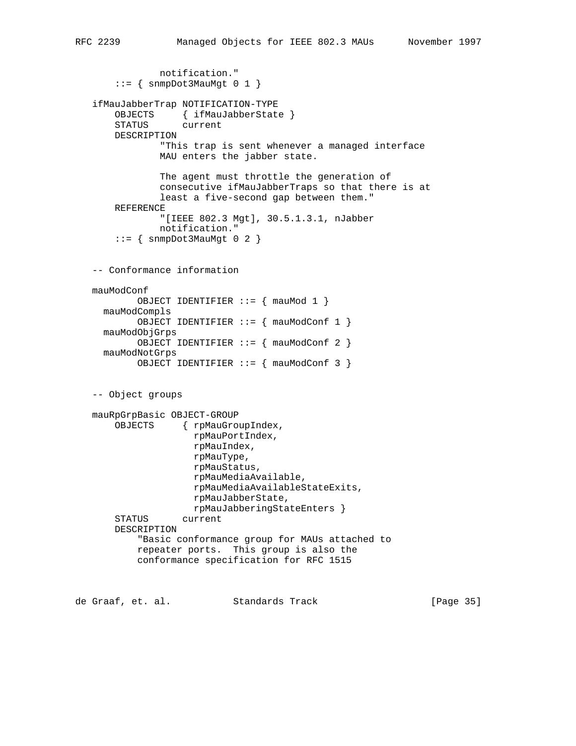```
              notification."
       ::= { snmpDot3MauMgt 0 1 }

   ifMauJabberTrap NOTIFICATION-TYPE
       OBJECTS     { ifMauJabberState }
       STATUS      current
       DESCRIPTION
               "This trap is sent whenever a managed interface
               MAU enters the jabber state.

               The agent must throttle the generation of
               consecutive ifMauJabberTraps so that there is at
               least a five-second gap between them."
       REFERENCE
               "[IEEE 802.3 Mgt], 30.5.1.3.1, nJabber
               notification."
       ::= { snmpDot3MauMgt 0 2 }


   -- Conformance information

   mauModConf
           OBJECT IDENTIFIER ::= { mauMod 1 }
     mauModCompls
           OBJECT IDENTIFIER ::= { mauModConf 1 }
     mauModObjGrps
           OBJECT IDENTIFIER ::= { mauModConf 2 }
     mauModNotGrps
           OBJECT IDENTIFIER ::= { mauModConf 3 }


   -- Object groups

   mauRpGrpBasic OBJECT-GROUP
       OBJECTS     { rpMauGroupIndex,
                     rpMauPortIndex,
                     rpMauIndex,
                     rpMauType,
                     rpMauStatus,
                     rpMauMediaAvailable,
                     rpMauMediaAvailableStateExits,
                     rpMauJabberState,
                     rpMauJabberingStateEnters }
       STATUS      current
       DESCRIPTION
           "Basic conformance group for MAUs attached to
           repeater ports.  This group is also the
           conformance specification for RFC 1515
```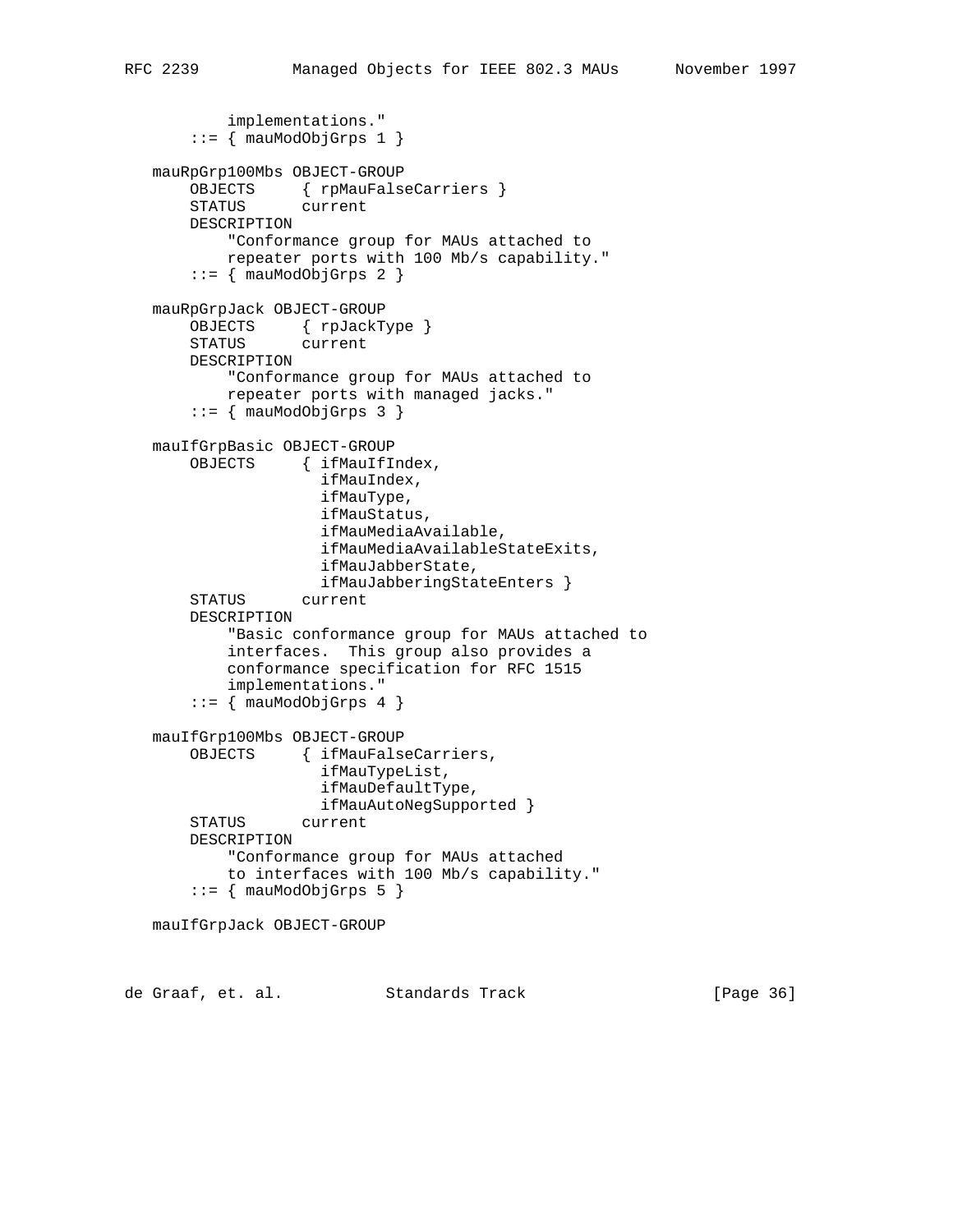```
           implementations."
       ::= { mauModObjGrps 1 }

   mauRpGrp100Mbs OBJECT-GROUP
       OBJECTS     { rpMauFalseCarriers }
       STATUS      current
       DESCRIPTION
           "Conformance group for MAUs attached to
           repeater ports with 100 Mb/s capability."
       ::= { mauModObjGrps 2 }

   mauRpGrpJack OBJECT-GROUP
       OBJECTS     { rpJackType }
       STATUS      current
       DESCRIPTION
           "Conformance group for MAUs attached to
           repeater ports with managed jacks."
       ::= { mauModObjGrps 3 }

   mauIfGrpBasic OBJECT-GROUP
       OBJECTS     { ifMauIfIndex,
                     ifMauIndex,
                     ifMauType,
                     ifMauStatus,
                     ifMauMediaAvailable,
                     ifMauMediaAvailableStateExits,
                     ifMauJabberState,
                     ifMauJabberingStateEnters }
       STATUS      current
       DESCRIPTION
           "Basic conformance group for MAUs attached to
           interfaces.  This group also provides a
           conformance specification for RFC 1515
           implementations."
       ::= { mauModObjGrps 4 }

   mauIfGrp100Mbs OBJECT-GROUP
       OBJECTS     { ifMauFalseCarriers,
                     ifMauTypeList,
                     ifMauDefaultType,
                     ifMauAutoNegSupported }
       STATUS      current
       DESCRIPTION
           "Conformance group for MAUs attached
           to interfaces with 100 Mb/s capability."
       ::= { mauModObjGrps 5 }

   mauIfGrpJack OBJECT-GROUP
```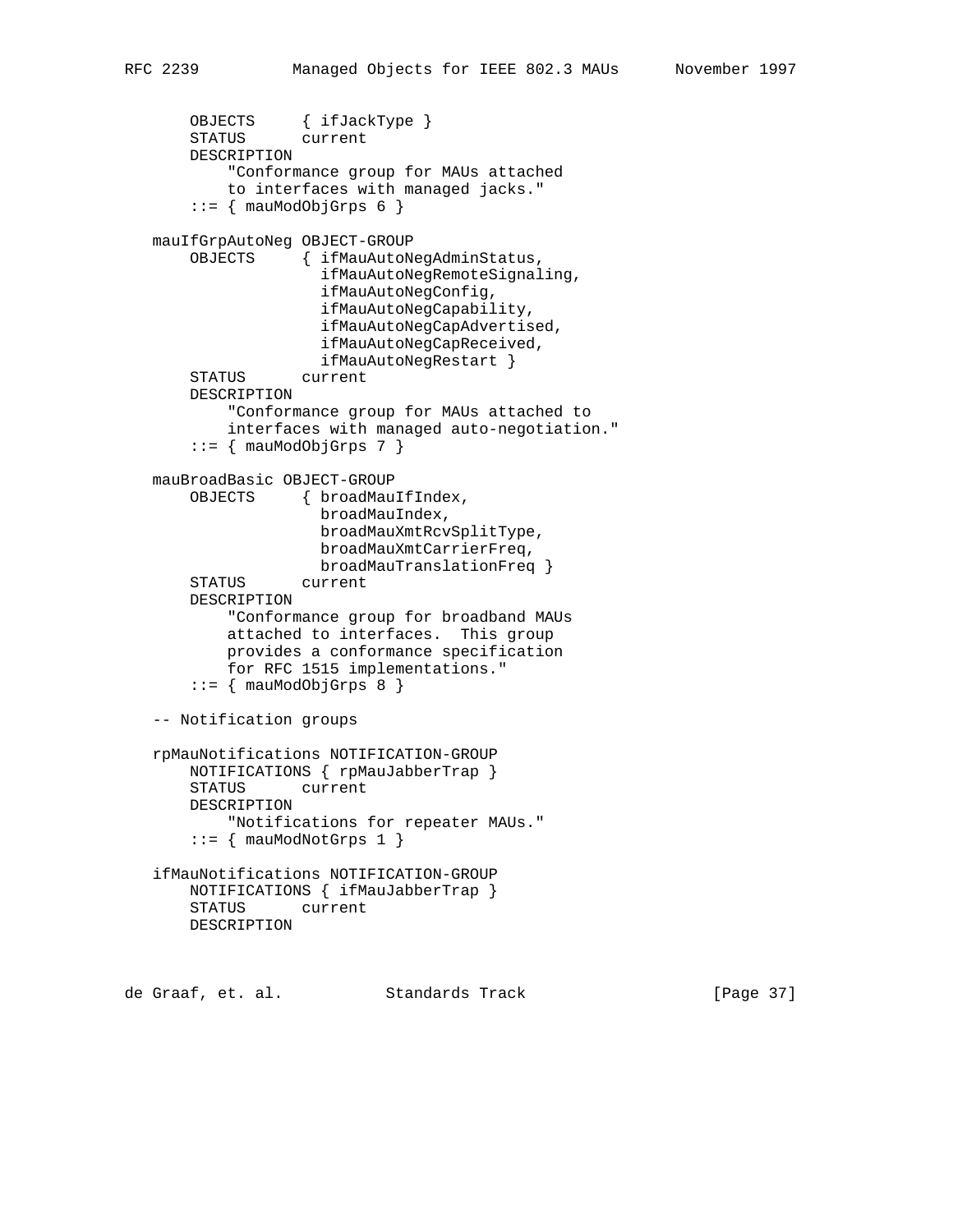```
       OBJECTS     { ifJackType }
       STATUS      current
       DESCRIPTION
           "Conformance group for MAUs attached
           to interfaces with managed jacks."
       ::= { mauModObjGrps 6 }

   mauIfGrpAutoNeg OBJECT-GROUP
       OBJECTS     { ifMauAutoNegAdminStatus,
                     ifMauAutoNegRemoteSignaling,
                     ifMauAutoNegConfig,
                     ifMauAutoNegCapability,
                     ifMauAutoNegCapAdvertised,
                     ifMauAutoNegCapReceived,
                     ifMauAutoNegRestart }
       STATUS      current
       DESCRIPTION
           "Conformance group for MAUs attached to
           interfaces with managed auto-negotiation."
       ::= { mauModObjGrps 7 }

   mauBroadBasic OBJECT-GROUP
       OBJECTS     { broadMauIfIndex,
                     broadMauIndex,
                     broadMauXmtRcvSplitType,
                     broadMauXmtCarrierFreq,
                     broadMauTranslationFreq }
       STATUS      current
       DESCRIPTION
           "Conformance group for broadband MAUs
           attached to interfaces.  This group
           provides a conformance specification
           for RFC 1515 implementations."
       ::= { mauModObjGrps 8 }

   -- Notification groups

   rpMauNotifications NOTIFICATION-GROUP
       NOTIFICATIONS { rpMauJabberTrap }
       STATUS      current
       DESCRIPTION
           "Notifications for repeater MAUs."
       ::= { mauModNotGrps 1 }

   ifMauNotifications NOTIFICATION-GROUP
       NOTIFICATIONS { ifMauJabberTrap }
       STATUS      current
       DESCRIPTION
```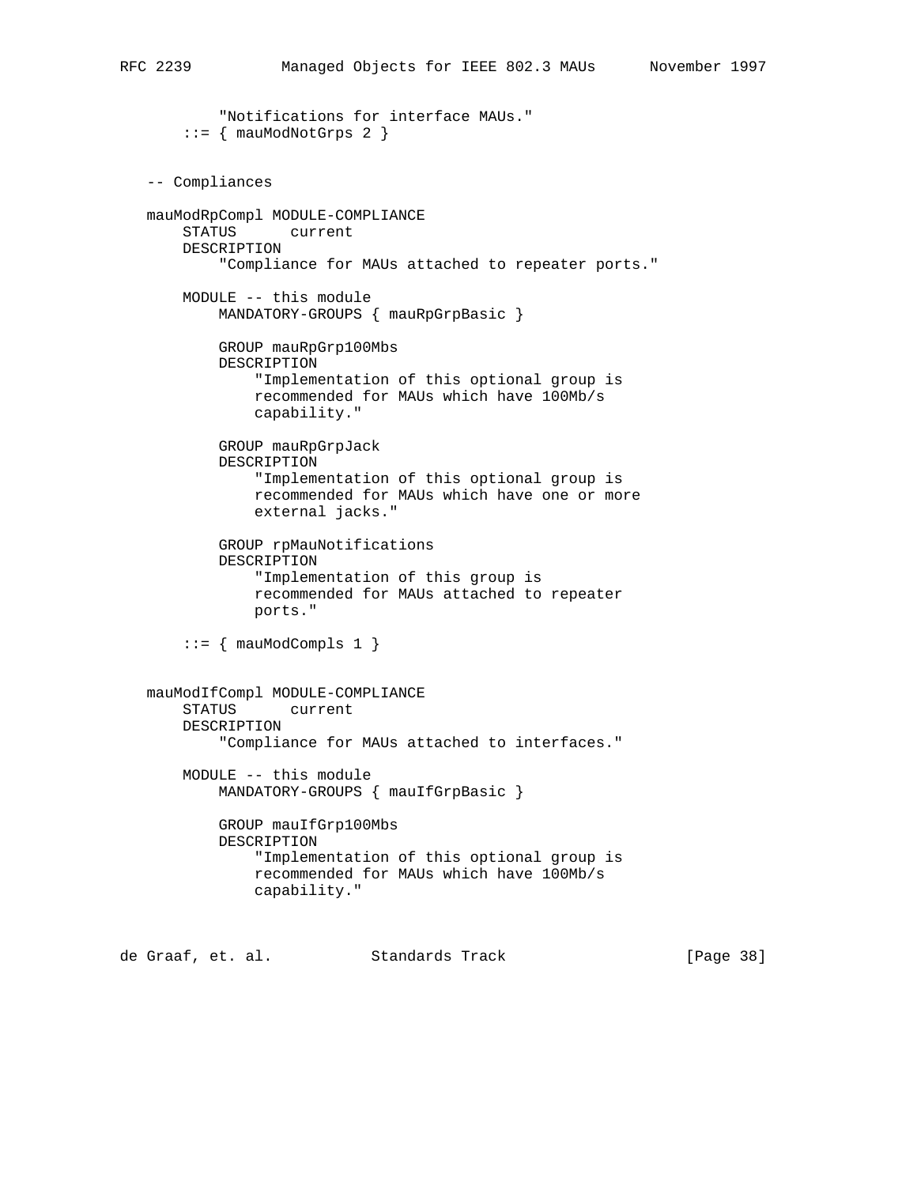```
           "Notifications for interface MAUs."
       ::= { mauModNotGrps 2 }


   -- Compliances

   mauModRpCompl MODULE-COMPLIANCE
       STATUS      current
       DESCRIPTION
           "Compliance for MAUs attached to repeater ports."

       MODULE -- this module
           MANDATORY-GROUPS { mauRpGrpBasic }

           GROUP mauRpGrp100Mbs
           DESCRIPTION
               "Implementation of this optional group is
               recommended for MAUs which have 100Mb/s
               capability."

           GROUP mauRpGrpJack
           DESCRIPTION
               "Implementation of this optional group is
               recommended for MAUs which have one or more
               external jacks."

           GROUP rpMauNotifications
           DESCRIPTION
               "Implementation of this group is
               recommended for MAUs attached to repeater
               ports."

       ::= { mauModCompls 1 }


   mauModIfCompl MODULE-COMPLIANCE
       STATUS      current
       DESCRIPTION
           "Compliance for MAUs attached to interfaces."

       MODULE -- this module
           MANDATORY-GROUPS { mauIfGrpBasic }

           GROUP mauIfGrp100Mbs
           DESCRIPTION
               "Implementation of this optional group is
               recommended for MAUs which have 100Mb/s
               capability."
```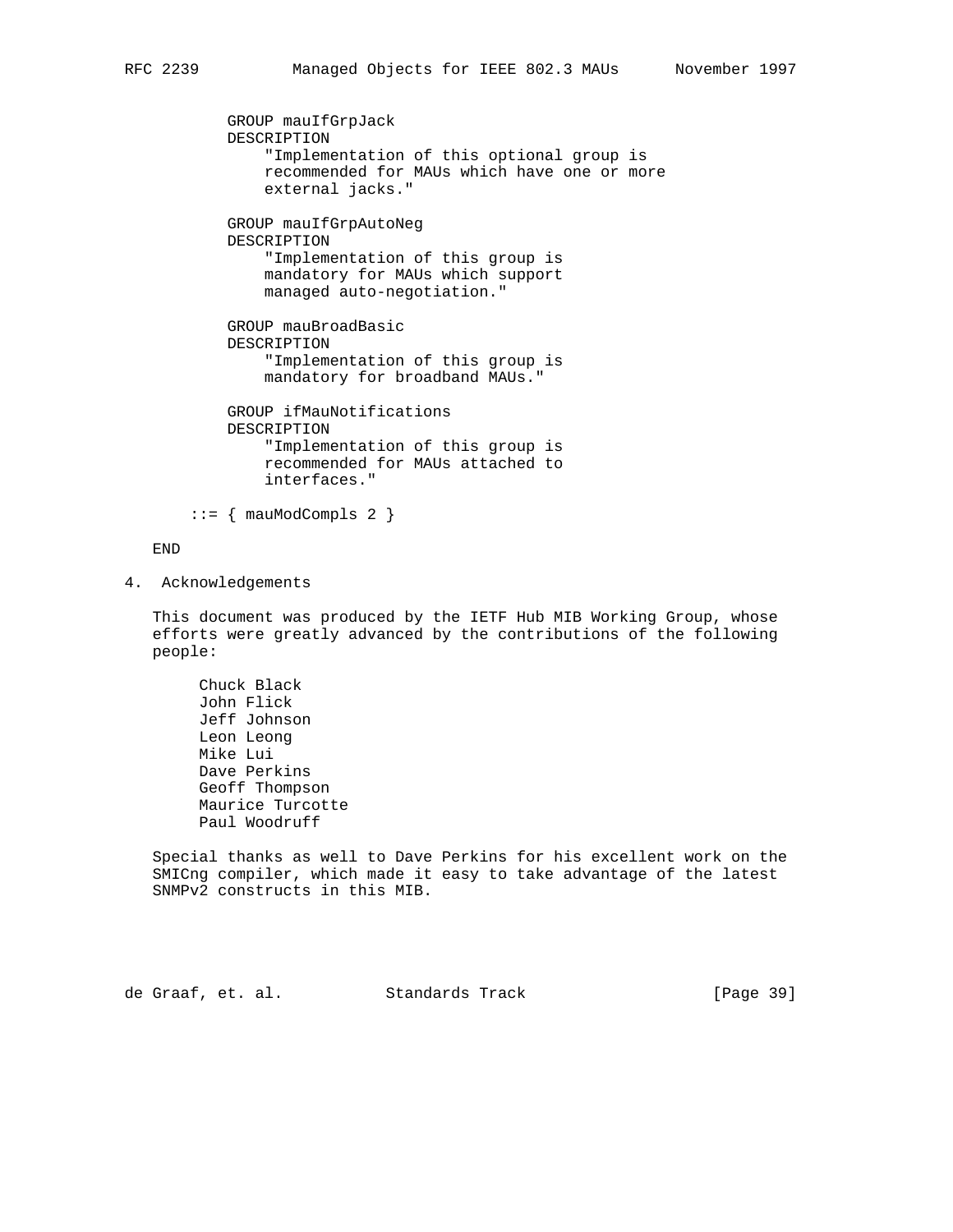```
          GROUP mauIfGrpJack
          DESCRIPTION
              "Implementation of this optional group is
              recommended for MAUs which have one or more
              external jacks."

          GROUP mauIfGrpAutoNeg
          DESCRIPTION
              "Implementation of this group is
              mandatory for MAUs which support
              managed auto-negotiation."

          GROUP mauBroadBasic
          DESCRIPTION
              "Implementation of this group is
              mandatory for broadband MAUs."

          GROUP ifMauNotifications
          DESCRIPTION
              "Implementation of this group is
              recommended for MAUs attached to
              interfaces."

      ::= { mauModCompls 2 }

   END
```

## 4. Acknowledgements

This document was produced by the IETF Hub MIB Working Group, whose efforts were greatly advanced by the contributions of the following people:

Chuck Black
John Flick
Jeff Johnson
Leon Leong
Mike Lui
Dave Perkins
Geoff Thompson
Maurice Turcotte
Paul Woodruff

Special thanks as well to Dave Perkins for his excellent work on the SMICng compiler, which made it easy to take advantage of the latest SNMPv2 constructs in this MIB.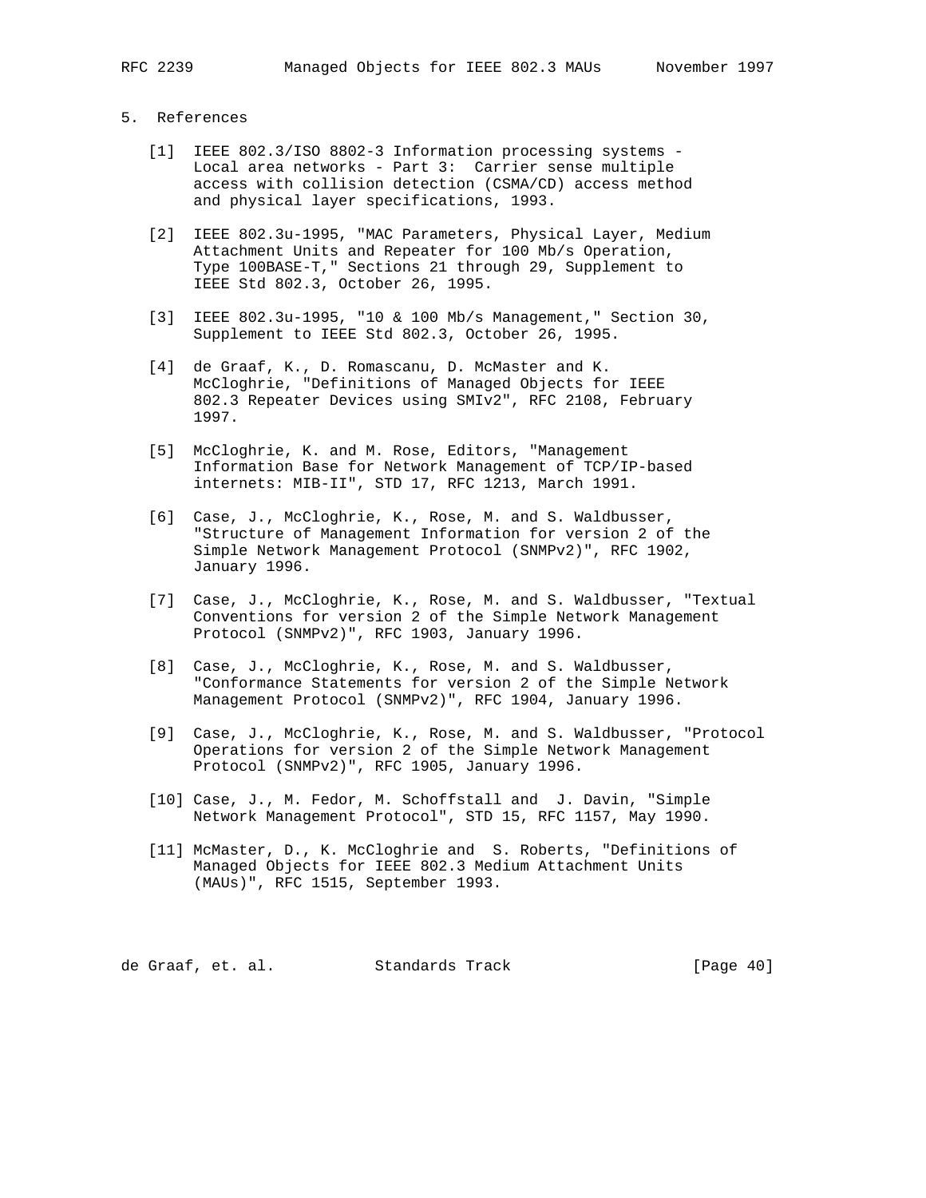## 5. References

[1] IEEE 802.3/ISO 8802-3 Information processing systems - Local area networks - Part 3: Carrier sense multiple access with collision detection (CSMA/CD) access method and physical layer specifications, 1993.

[2] IEEE 802.3u-1995, "MAC Parameters, Physical Layer, Medium Attachment Units and Repeater for 100 Mb/s Operation, Type 100BASE-T," Sections 21 through 29, Supplement to IEEE Std 802.3, October 26, 1995.

[3] IEEE 802.3u-1995, "10 & 100 Mb/s Management," Section 30, Supplement to IEEE Std 802.3, October 26, 1995.

[4] de Graaf, K., D. Romascanu, D. McMaster and K. McCloghrie, "Definitions of Managed Objects for IEEE 802.3 Repeater Devices using SMIv2", RFC 2108, February 1997.

[5] McCloghrie, K. and M. Rose, Editors, "Management Information Base for Network Management of TCP/IP-based internets: MIB-II", STD 17, RFC 1213, March 1991.

[6] Case, J., McCloghrie, K., Rose, M. and S. Waldbusser, "Structure of Management Information for version 2 of the Simple Network Management Protocol (SNMPv2)", RFC 1902, January 1996.

[7] Case, J., McCloghrie, K., Rose, M. and S. Waldbusser, "Textual Conventions for version 2 of the Simple Network Management Protocol (SNMPv2)", RFC 1903, January 1996.

[8] Case, J., McCloghrie, K., Rose, M. and S. Waldbusser, "Conformance Statements for version 2 of the Simple Network Management Protocol (SNMPv2)", RFC 1904, January 1996.

[9] Case, J., McCloghrie, K., Rose, M. and S. Waldbusser, "Protocol Operations for version 2 of the Simple Network Management Protocol (SNMPv2)", RFC 1905, January 1996.

[10] Case, J., M. Fedor, M. Schoffstall and J. Davin, "Simple Network Management Protocol", STD 15, RFC 1157, May 1990.

[11] McMaster, D., K. McCloghrie and S. Roberts, "Definitions of Managed Objects for IEEE 802.3 Medium Attachment Units (MAUs)", RFC 1515, September 1993.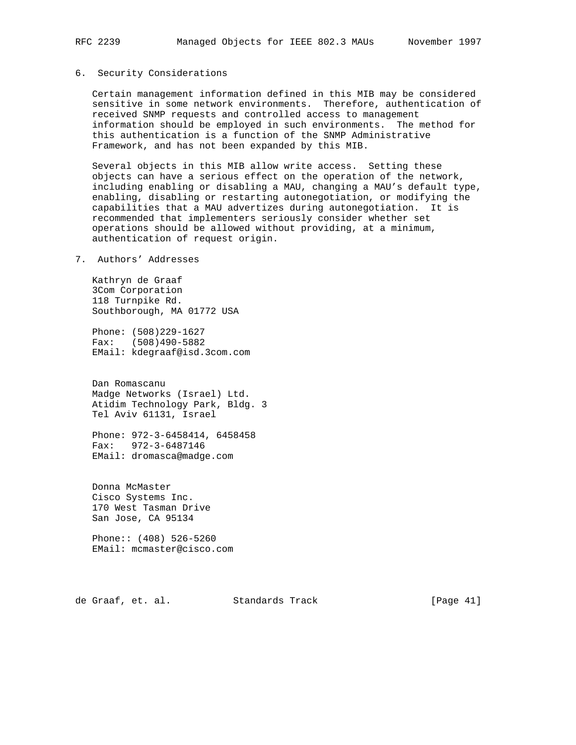## 6. Security Considerations

Certain management information defined in this MIB may be considered sensitive in some network environments. Therefore, authentication of received SNMP requests and controlled access to management information should be employed in such environments. The method for this authentication is a function of the SNMP Administrative Framework, and has not been expanded by this MIB.

Several objects in this MIB allow write access. Setting these objects can have a serious effect on the operation of the network, including enabling or disabling a MAU, changing a MAU's default type, enabling, disabling or restarting autonegotiation, or modifying the capabilities that a MAU advertizes during autonegotiation. It is recommended that implementers seriously consider whether set operations should be allowed without providing, at a minimum, authentication of request origin.

## 7. Authors' Addresses

Kathryn de Graaf
3Com Corporation
118 Turnpike Rd.
Southborough, MA 01772 USA

Phone: (508)229-1627
Fax: (508)490-5882
EMail: kdegraaf@isd.3com.com

Dan Romascanu
Madge Networks (Israel) Ltd.
Atidim Technology Park, Bldg. 3
Tel Aviv 61131, Israel

Phone: 972-3-6458414, 6458458
Fax: 972-3-6487146
EMail: dromasca@madge.com

Donna McMaster
Cisco Systems Inc.
170 West Tasman Drive
San Jose, CA 95134

Phone:: (408) 526-5260
EMail: mcmaster@cisco.com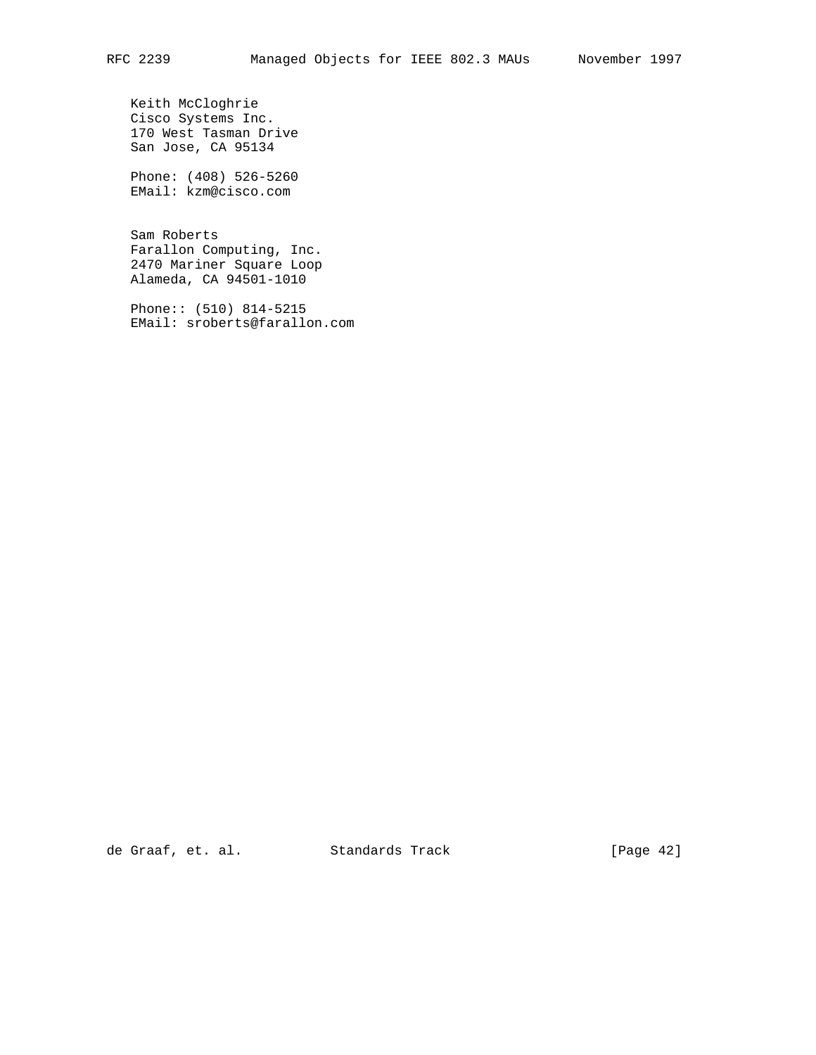Keith McCloghrie
Cisco Systems Inc.
170 West Tasman Drive
San Jose, CA 95134

Phone: (408) 526-5260
EMail: kzm@cisco.com

Sam Roberts
Farallon Computing, Inc.
2470 Mariner Square Loop
Alameda, CA 94501-1010

Phone:: (510) 814-5215
EMail: sroberts@farallon.com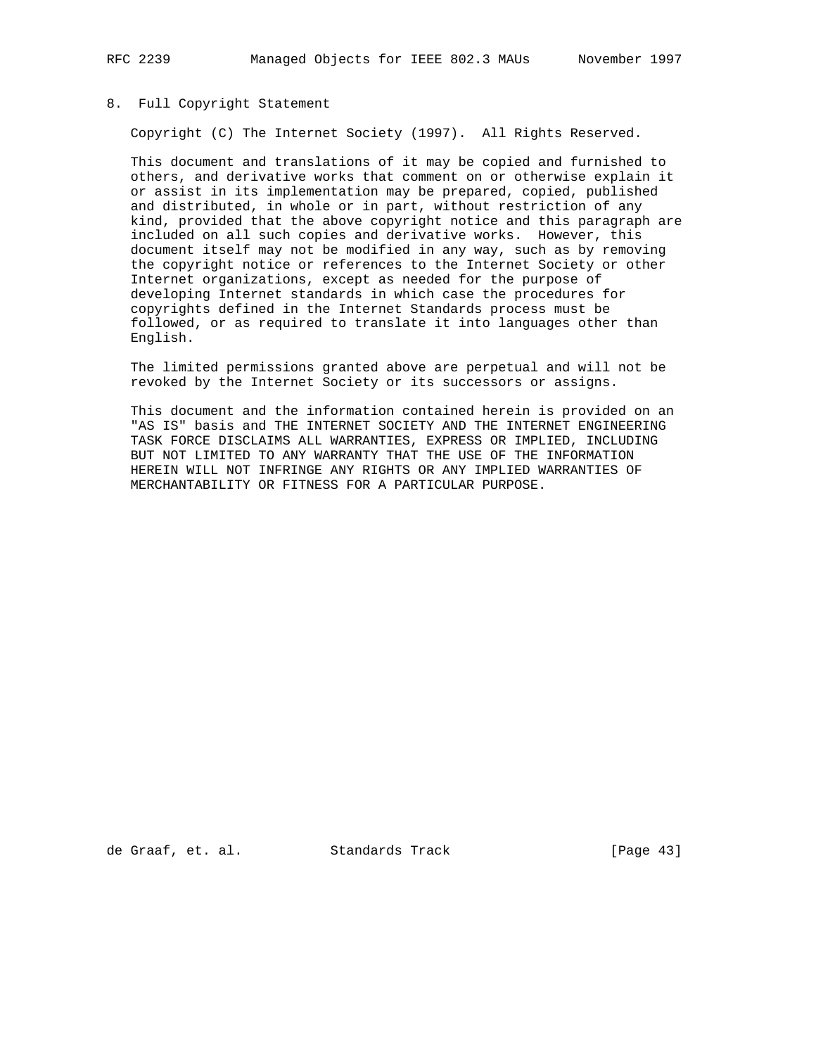## 8. Full Copyright Statement

Copyright (C) The Internet Society (1997). All Rights Reserved.

This document and translations of it may be copied and furnished to others, and derivative works that comment on or otherwise explain it or assist in its implementation may be prepared, copied, published and distributed, in whole or in part, without restriction of any kind, provided that the above copyright notice and this paragraph are included on all such copies and derivative works. However, this document itself may not be modified in any way, such as by removing the copyright notice or references to the Internet Society or other Internet organizations, except as needed for the purpose of developing Internet standards in which case the procedures for copyrights defined in the Internet Standards process must be followed, or as required to translate it into languages other than English.

The limited permissions granted above are perpetual and will not be revoked by the Internet Society or its successors or assigns.

This document and the information contained herein is provided on an "AS IS" basis and THE INTERNET SOCIETY AND THE INTERNET ENGINEERING TASK FORCE DISCLAIMS ALL WARRANTIES, EXPRESS OR IMPLIED, INCLUDING BUT NOT LIMITED TO ANY WARRANTY THAT THE USE OF THE INFORMATION HEREIN WILL NOT INFRINGE ANY RIGHTS OR ANY IMPLIED WARRANTIES OF MERCHANTABILITY OR FITNESS FOR A PARTICULAR PURPOSE.